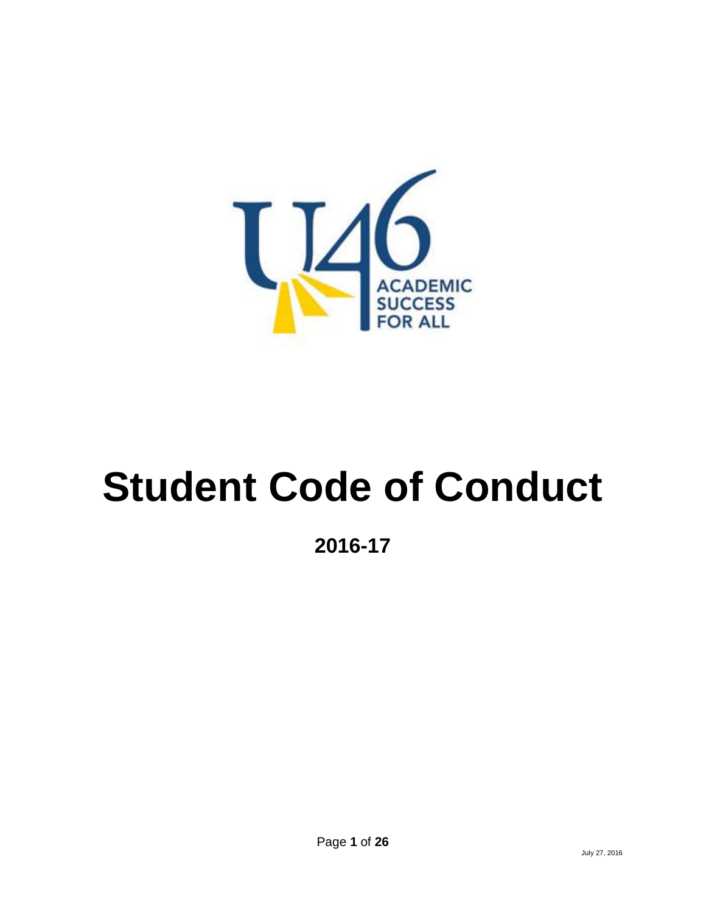# Student Code of Conduct

## 2016-17

July 27, 2016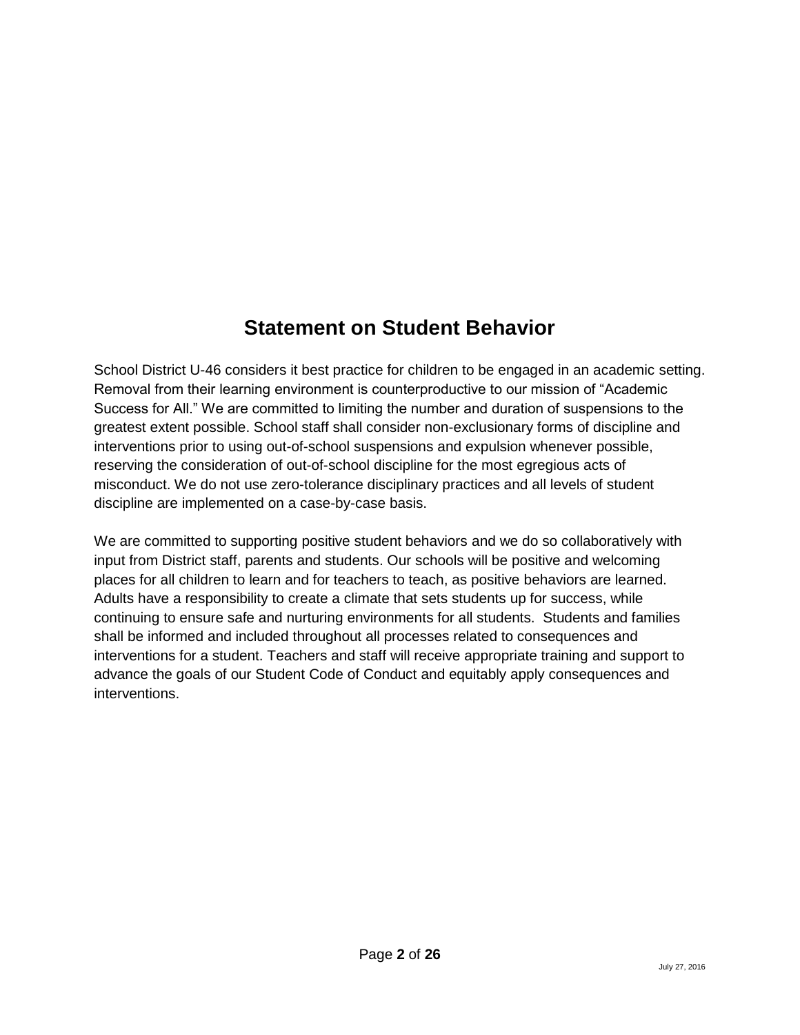# Statement on Student Behavior

School District U-46 considers it best practice for children to be engaged in an academic setting. Removal from their learning environment is counterproductive to our mission of "Academic Success for All." We are committed to limiting the number and duration of suspensions to the greatest extent possible. School staff shall consider non-exclusionary forms of discipline and interventions prior to using out-of-school suspensions and expulsion whenever possible, reserving the consideration of out-of-school discipline for the most egregious acts of misconduct. We do not use zero-tolerance disciplinary practices and all levels of student discipline are implemented on a case-by-case basis.

We are committed to supporting positive student behaviors and we do so collaboratively with input from District staff, parents and students. Our schools will be positive and welcoming places for all children to learn and for teachers to teach, as positive behaviors are learned. Adults have a responsibility to create a climate that sets students up for success, while continuing to ensure safe and nurturing environments for all students. Students and families shall be informed and included throughout all processes related to consequences and interventions for a student. Teachers and staff will receive appropriate training and support to advance the goals of our Student Code of Conduct and equitably apply consequences and interventions.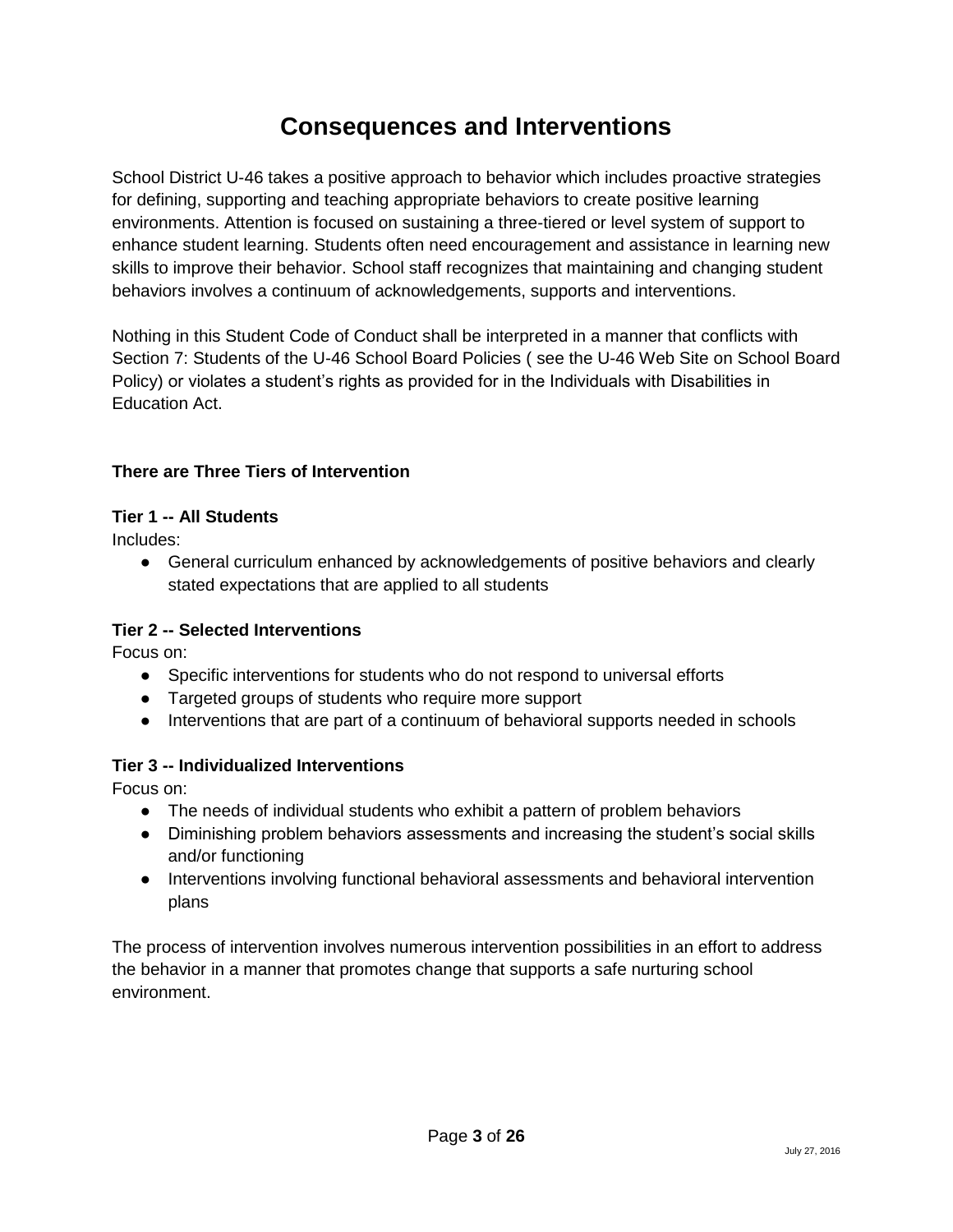# Consequences and Interventions

School District U-46 takes a positive approach to behavior which includes proactive strategies for defining, supporting and teaching appropriate behaviors to create positive learning environments. Attention is focused on sustaining a three-tiered or level system of support to enhance student learning. Students often need encouragement and assistance in learning new skills to improve their behavior. School staff recognizes that maintaining and changing student behaviors involves a continuum of acknowledgements, supports and interventions.

Nothing in this Student Code of Conduct shall be interpreted in a manner that conflicts with Section 7: Students of the U-46 School Board Policies ( see the U-46 Web Site on School Board Policy) or violates a student's rights as provided for in the Individuals with Disabilities in Education Act.

**There are Three Tiers of Intervention**

**Tier 1 -- All Students**

Includes:

- General curriculum enhanced by acknowledgements of positive behaviors and clearly stated expectations that are applied to all students

**Tier 2 -- Selected Interventions**

Focus on:

- Specific interventions for students who do not respond to universal efforts
- Targeted groups of students who require more support
- Interventions that are part of a continuum of behavioral supports needed in schools

**Tier 3 -- Individualized Interventions**

Focus on:

- The needs of individual students who exhibit a pattern of problem behaviors
- Diminishing problem behaviors assessments and increasing the student's social skills and/or functioning
- Interventions involving functional behavioral assessments and behavioral intervention plans

The process of intervention involves numerous intervention possibilities in an effort to address the behavior in a manner that promotes change that supports a safe nurturing school environment.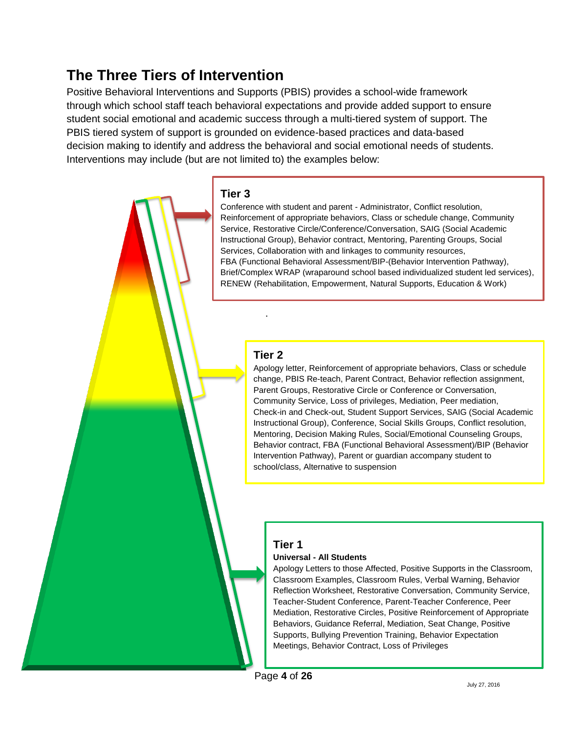# The Three Tiers of Intervention

Positive Behavioral Interventions and Supports (PBIS) provides a school-wide framework through which school staff teach behavioral expectations and provide added support to ensure student social emotional and academic success through a multi-tiered system of support. The PBIS tiered system of support is grounded on evidence-based practices and data-based decision making to identify and address the behavioral and social emotional needs of students. Interventions may include (but are not limited to) the examples below:

## Tier 3

Conference with student and parent - Administrator, Conflict resolution, Reinforcement of appropriate behaviors, Class or schedule change, Community Service, Restorative Circle/Conference/Conversation, SAIG (Social Academic Instructional Group), Behavior contract, Mentoring, Parenting Groups, Social Services, Collaboration with and linkages to community resources, FBA (Functional Behavioral Assessment/BIP-(Behavior Intervention Pathway), Brief/Complex WRAP (wraparound school based individualized student led services), RENEW (Rehabilitation, Empowerment, Natural Supports, Education & Work)

## Tier 2

Apology letter, Reinforcement of appropriate behaviors, Class or schedule change, PBIS Re-teach, Parent Contract, Behavior reflection assignment, Parent Groups, Restorative Circle or Conference or Conversation, Community Service, Loss of privileges, Mediation, Peer mediation, Check-in and Check-out, Student Support Services, SAIG (Social Academic Instructional Group), Conference, Social Skills Groups, Conflict resolution, Mentoring, Decision Making Rules, Social/Emotional Counseling Groups, Behavior contract, FBA (Functional Behavioral Assessment)/BIP (Behavior Intervention Pathway), Parent or guardian accompany student to school/class, Alternative to suspension

## Tier 1

**Universal - All Students**

Apology Letters to those Affected, Positive Supports in the Classroom, Classroom Examples, Classroom Rules, Verbal Warning, Behavior Reflection Worksheet, Restorative Conversation, Community Service, Teacher-Student Conference, Parent-Teacher Conference, Peer Mediation, Restorative Circles, Positive Reinforcement of Appropriate Behaviors, Guidance Referral, Mediation, Seat Change, Positive Supports, Bullying Prevention Training, Behavior Expectation Meetings, Behavior Contract, Loss of Privileges

July 27, 2016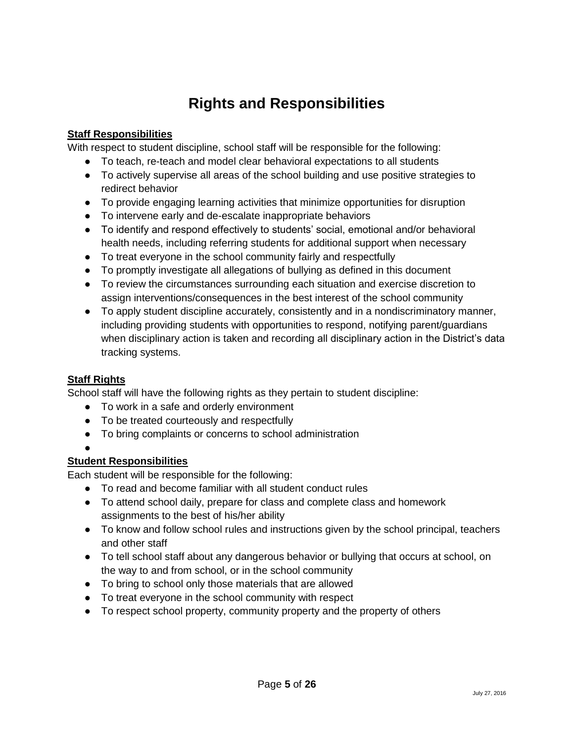# Rights and Responsibilities

**Staff Responsibilities**

With respect to student discipline, school staff will be responsible for the following:

- To teach, re-teach and model clear behavioral expectations to all students
- To actively supervise all areas of the school building and use positive strategies to redirect behavior
- To provide engaging learning activities that minimize opportunities for disruption
- To intervene early and de-escalate inappropriate behaviors
- To identify and respond effectively to students' social, emotional and/or behavioral health needs, including referring students for additional support when necessary
- To treat everyone in the school community fairly and respectfully
- To promptly investigate all allegations of bullying as defined in this document
- To review the circumstances surrounding each situation and exercise discretion to assign interventions/consequences in the best interest of the school community
- To apply student discipline accurately, consistently and in a nondiscriminatory manner, including providing students with opportunities to respond, notifying parent/guardians when disciplinary action is taken and recording all disciplinary action in the District's data tracking systems.

**Staff Rights**

School staff will have the following rights as they pertain to student discipline:

- To work in a safe and orderly environment
- To be treated courteously and respectfully
- To bring complaints or concerns to school administration

**Student Responsibilities**

Each student will be responsible for the following:

- To read and become familiar with all student conduct rules
- To attend school daily, prepare for class and complete class and homework assignments to the best of his/her ability
- To know and follow school rules and instructions given by the school principal, teachers and other staff
- To tell school staff about any dangerous behavior or bullying that occurs at school, on the way to and from school, or in the school community
- To bring to school only those materials that are allowed
- To treat everyone in the school community with respect
- To respect school property, community property and the property of others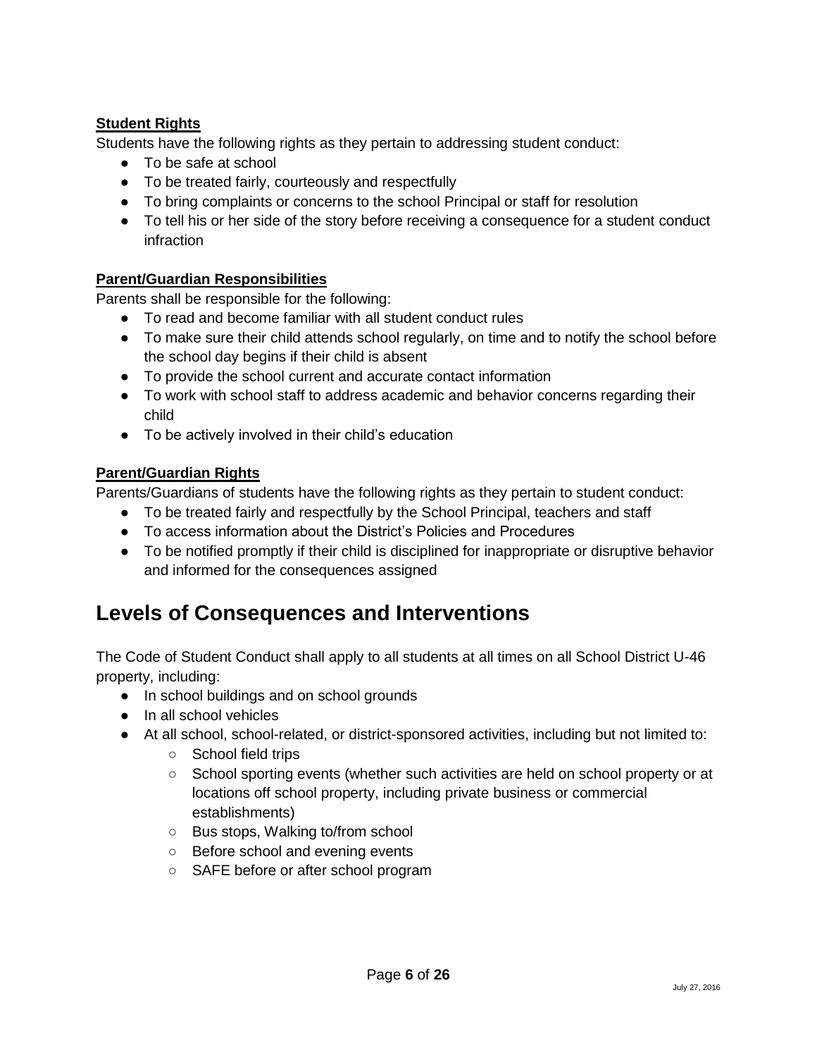**Student Rights**

Students have the following rights as they pertain to addressing student conduct:

- To be safe at school
- To be treated fairly, courteously and respectfully
- To bring complaints or concerns to the school Principal or staff for resolution
- To tell his or her side of the story before receiving a consequence for a student conduct infraction

**Parent/Guardian Responsibilities**

Parents shall be responsible for the following:

- To read and become familiar with all student conduct rules
- To make sure their child attends school regularly, on time and to notify the school before the school day begins if their child is absent
- To provide the school current and accurate contact information
- To work with school staff to address academic and behavior concerns regarding their child
- To be actively involved in their child's education

**Parent/Guardian Rights**

Parents/Guardians of students have the following rights as they pertain to student conduct:

- To be treated fairly and respectfully by the School Principal, teachers and staff
- To access information about the District's Policies and Procedures
- To be notified promptly if their child is disciplined for inappropriate or disruptive behavior and informed for the consequences assigned

# Levels of Consequences and Interventions

The Code of Student Conduct shall apply to all students at all times on all School District U-46 property, including:

- In school buildings and on school grounds
- In all school vehicles
- At all school, school-related, or district-sponsored activities, including but not limited to:
  - School field trips
  - School sporting events (whether such activities are held on school property or at locations off school property, including private business or commercial establishments)
  - Bus stops, Walking to/from school
  - Before school and evening events
  - SAFE before or after school program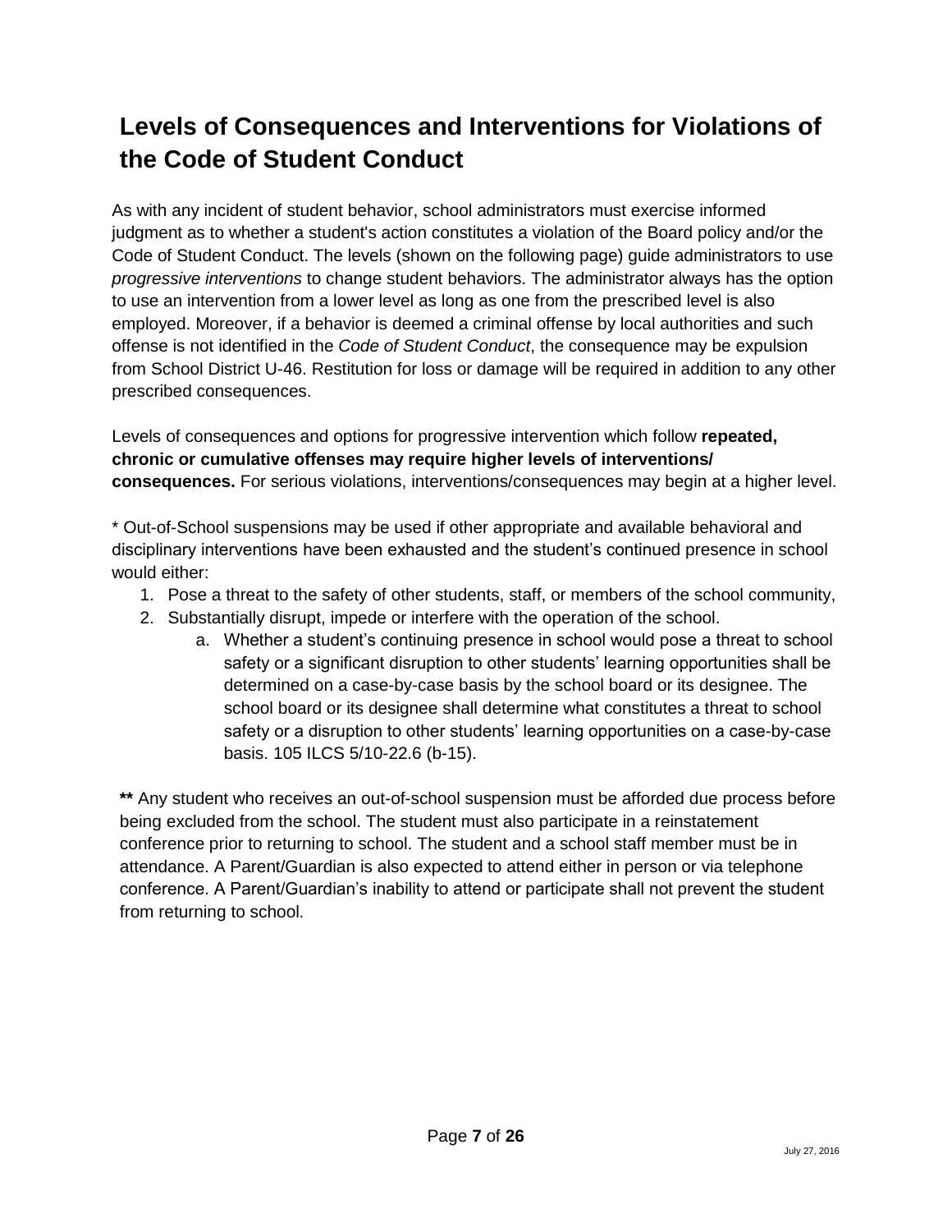# Levels of Consequences and Interventions for Violations of the Code of Student Conduct

As with any incident of student behavior, school administrators must exercise informed judgment as to whether a student's action constitutes a violation of the Board policy and/or the Code of Student Conduct. The levels (shown on the following page) guide administrators to use *progressive interventions* to change student behaviors. The administrator always has the option to use an intervention from a lower level as long as one from the prescribed level is also employed. Moreover, if a behavior is deemed a criminal offense by local authorities and such offense is not identified in the *Code of Student Conduct*, the consequence may be expulsion from School District U-46. Restitution for loss or damage will be required in addition to any other prescribed consequences.

Levels of consequences and options for progressive intervention which follow **repeated, chronic or cumulative offenses may require higher levels of interventions/ consequences.** For serious violations, interventions/consequences may begin at a higher level.

\* Out-of-School suspensions may be used if other appropriate and available behavioral and disciplinary interventions have been exhausted and the student's continued presence in school would either:

1. Pose a threat to the safety of other students, staff, or members of the school community,
2. Substantially disrupt, impede or interfere with the operation of the school.
   a. Whether a student's continuing presence in school would pose a threat to school safety or a significant disruption to other students' learning opportunities shall be determined on a case-by-case basis by the school board or its designee. The school board or its designee shall determine what constitutes a threat to school safety or a disruption to other students' learning opportunities on a case-by-case basis. 105 ILCS 5/10-22.6 (b-15).

**\*\*** Any student who receives an out-of-school suspension must be afforded due process before being excluded from the school. The student must also participate in a reinstatement conference prior to returning to school. The student and a school staff member must be in attendance. A Parent/Guardian is also expected to attend either in person or via telephone conference. A Parent/Guardian's inability to attend or participate shall not prevent the student from returning to school.

July 27, 2016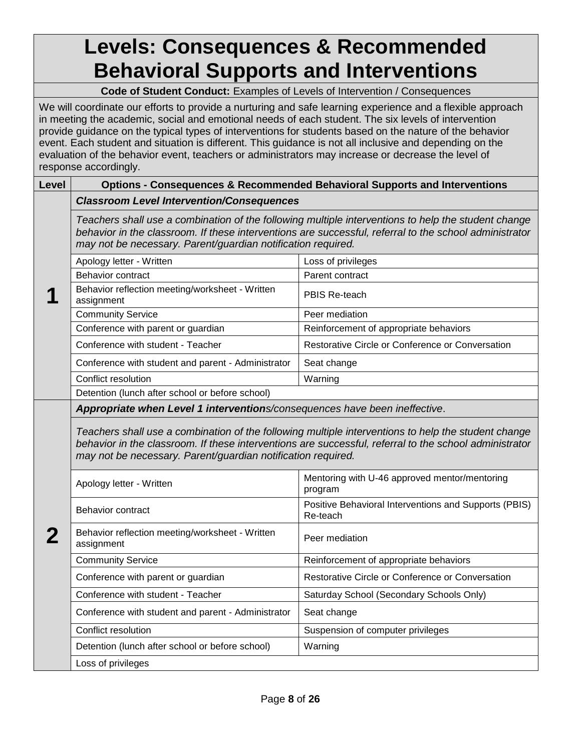# Levels: Consequences & Recommended Behavioral Supports and Interventions

**Code of Student Conduct:** Examples of Levels of Intervention / Consequences

We will coordinate our efforts to provide a nurturing and safe learning experience and a flexible approach in meeting the academic, social and emotional needs of each student. The six levels of intervention provide guidance on the typical types of interventions for students based on the nature of the behavior event. Each student and situation is different. This guidance is not all inclusive and depending on the evaluation of the behavior event, teachers or administrators may increase or decrease the level of response accordingly.

| Level | Options - Consequences & Recommended Behavioral Supports and Interventions | |
|---|---|---|
| **1** | ***Classroom Level Intervention/Consequences*** | |
| | *Teachers shall use a combination of the following multiple interventions to help the student change behavior in the classroom. If these interventions are successful, referral to the school administrator may not be necessary. Parent/guardian notification required.* | |
| | Apology letter - Written | Loss of privileges |
| | Behavior contract | Parent contract |
| | Behavior reflection meeting/worksheet - Written assignment | PBIS Re-teach |
| | Community Service | Peer mediation |
| | Conference with parent or guardian | Reinforcement of appropriate behaviors |
| | Conference with student - Teacher | Restorative Circle or Conference or Conversation |
| | Conference with student and parent - Administrator | Seat change |
| | Conflict resolution | Warning |
| | Detention (lunch after school or before school) | |
| **2** | ***Appropriate when Level 1 interventions****/consequences have been ineffective*. | |
| | *Teachers shall use a combination of the following multiple interventions to help the student change behavior in the classroom. If these interventions are successful, referral to the school administrator may not be necessary. Parent/guardian notification required.* | |
| | Apology letter - Written | Mentoring with U-46 approved mentor/mentoring program |
| | Behavior contract | Positive Behavioral Interventions and Supports (PBIS) Re-teach |
| | Behavior reflection meeting/worksheet - Written assignment | Peer mediation |
| | Community Service | Reinforcement of appropriate behaviors |
| | Conference with parent or guardian | Restorative Circle or Conference or Conversation |
| | Conference with student - Teacher | Saturday School (Secondary Schools Only) |
| | Conference with student and parent - Administrator | Seat change |
| | Conflict resolution | Suspension of computer privileges |
| | Detention (lunch after school or before school) | Warning |
| | Loss of privileges | |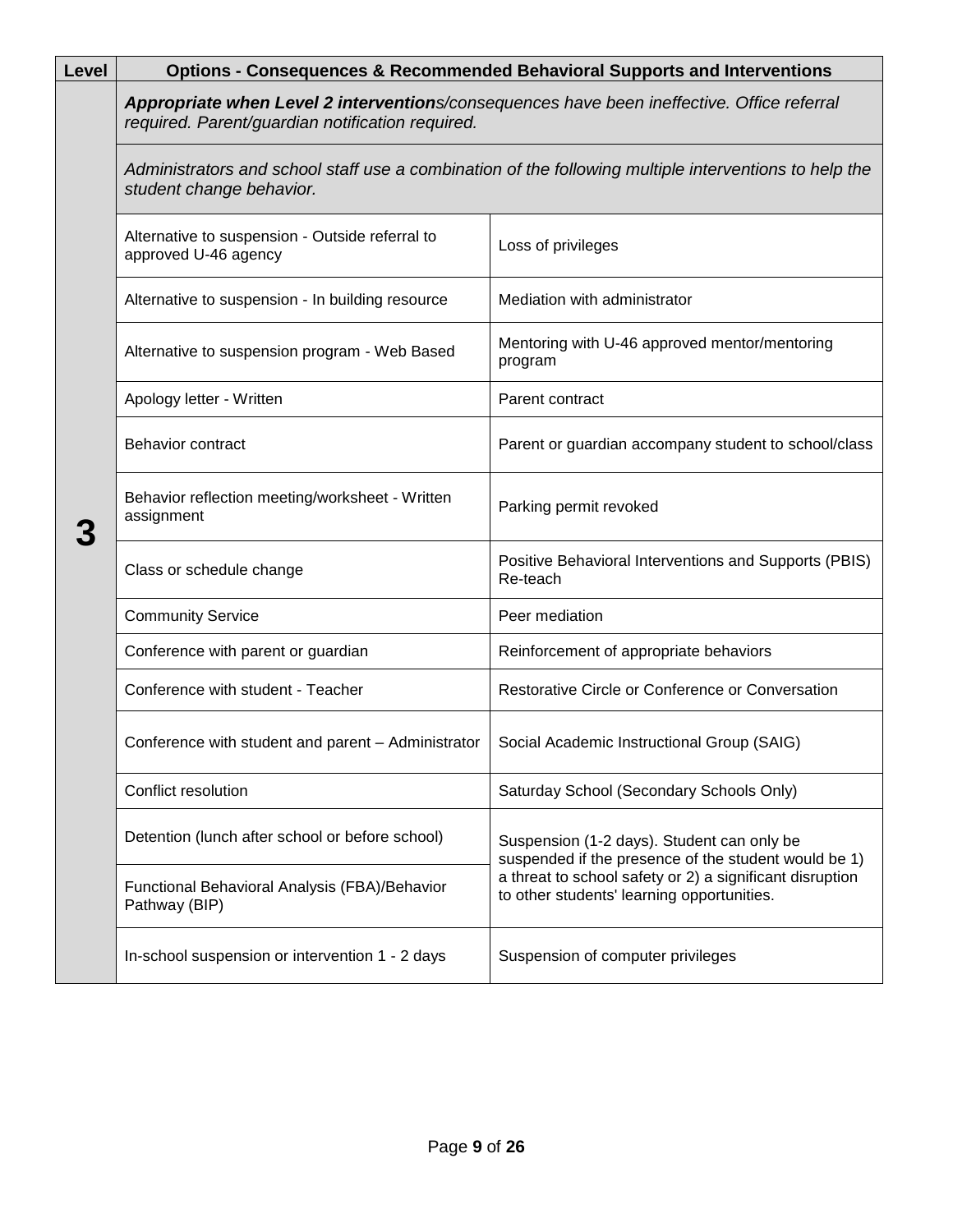| Level | Options - Consequences & Recommended Behavioral Supports and Interventions | |
|---|---|---|
| 3 | ***Appropriate when Level 2 intervention**s/consequences have been ineffective. Office referral required. Parent/guardian notification required.* | |
| | *Administrators and school staff use a combination of the following multiple interventions to help the student change behavior.* | |
| | Alternative to suspension - Outside referral to approved U-46 agency | Loss of privileges |
| | Alternative to suspension - In building resource | Mediation with administrator |
| | Alternative to suspension program - Web Based | Mentoring with U-46 approved mentor/mentoring program |
| | Apology letter - Written | Parent contract |
| | Behavior contract | Parent or guardian accompany student to school/class |
| | Behavior reflection meeting/worksheet - Written assignment | Parking permit revoked |
| | Class or schedule change | Positive Behavioral Interventions and Supports (PBIS) Re-teach |
| | Community Service | Peer mediation |
| | Conference with parent or guardian | Reinforcement of appropriate behaviors |
| | Conference with student - Teacher | Restorative Circle or Conference or Conversation |
| | Conference with student and parent – Administrator | Social Academic Instructional Group (SAIG) |
| | Conflict resolution | Saturday School (Secondary Schools Only) |
| | Detention (lunch after school or before school) | Suspension (1-2 days). Student can only be suspended if the presence of the student would be 1) a threat to school safety or 2) a significant disruption to other students' learning opportunities. |
| | Functional Behavioral Analysis (FBA)/Behavior Pathway (BIP) | |
| | In-school suspension or intervention 1 - 2 days | Suspension of computer privileges |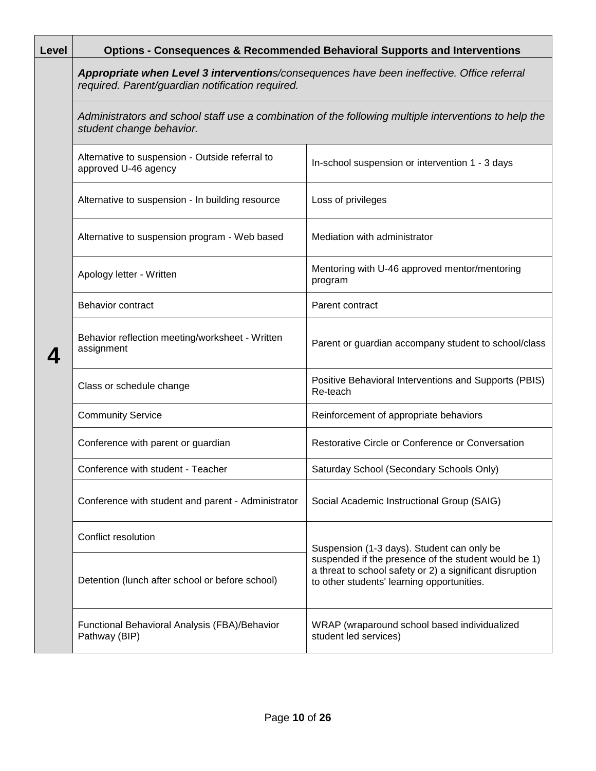| Level | Options - Consequences & Recommended Behavioral Supports and Interventions | |
|---|---|---|
| 4 | ***Appropriate when Level 3 intervention****s/consequences have been ineffective. Office referral required. Parent/guardian notification required.* | |
| | *Administrators and school staff use a combination of the following multiple interventions to help the student change behavior.* | |
| | Alternative to suspension - Outside referral to approved U-46 agency | In-school suspension or intervention 1 - 3 days |
| | Alternative to suspension - In building resource | Loss of privileges |
| | Alternative to suspension program - Web based | Mediation with administrator |
| | Apology letter - Written | Mentoring with U-46 approved mentor/mentoring program |
| | Behavior contract | Parent contract |
| | Behavior reflection meeting/worksheet - Written assignment | Parent or guardian accompany student to school/class |
| | Class or schedule change | Positive Behavioral Interventions and Supports (PBIS) Re-teach |
| | Community Service | Reinforcement of appropriate behaviors |
| | Conference with parent or guardian | Restorative Circle or Conference or Conversation |
| | Conference with student - Teacher | Saturday School (Secondary Schools Only) |
| | Conference with student and parent - Administrator | Social Academic Instructional Group (SAIG) |
| | Conflict resolution | Suspension (1-3 days). Student can only be suspended if the presence of the student would be 1) a threat to school safety or 2) a significant disruption to other students' learning opportunities. |
| | Detention (lunch after school or before school) | |
| | Functional Behavioral Analysis (FBA)/Behavior Pathway (BIP) | WRAP (wraparound school based individualized student led services) |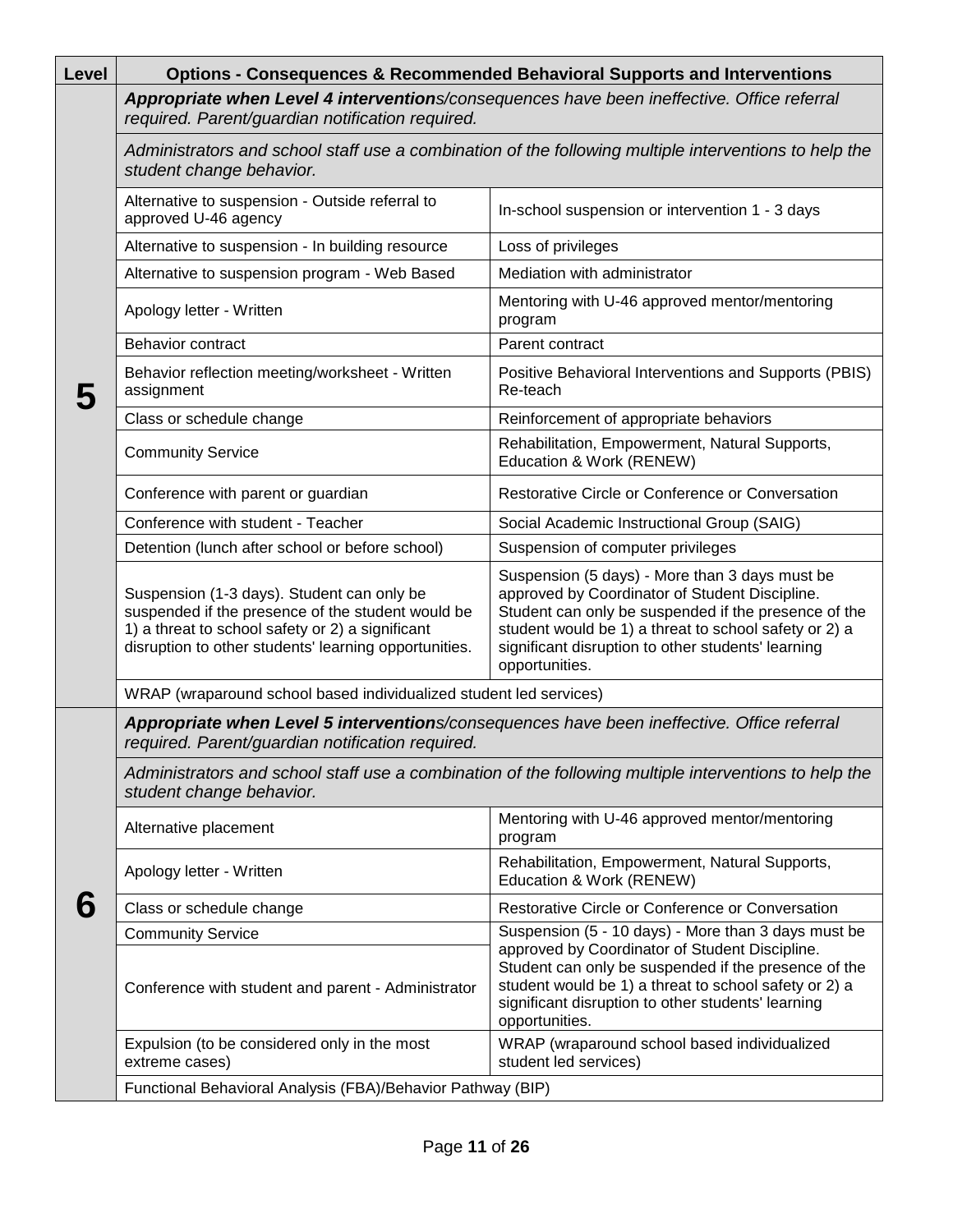| Level | Options - Consequences & Recommended Behavioral Supports and Interventions | |
|---|---|---|
| 5 | ***Appropriate when Level 4 intervention**s/consequences have been ineffective. Office referral required. Parent/guardian notification required.* | |
| | *Administrators and school staff use a combination of the following multiple interventions to help the student change behavior.* | |
| | Alternative to suspension - Outside referral to approved U-46 agency | In-school suspension or intervention 1 - 3 days |
| | Alternative to suspension - In building resource | Loss of privileges |
| | Alternative to suspension program - Web Based | Mediation with administrator |
| | Apology letter - Written | Mentoring with U-46 approved mentor/mentoring program |
| | Behavior contract | Parent contract |
| | Behavior reflection meeting/worksheet - Written assignment | Positive Behavioral Interventions and Supports (PBIS) Re-teach |
| | Class or schedule change | Reinforcement of appropriate behaviors |
| | Community Service | Rehabilitation, Empowerment, Natural Supports, Education & Work (RENEW) |
| | Conference with parent or guardian | Restorative Circle or Conference or Conversation |
| | Conference with student - Teacher | Social Academic Instructional Group (SAIG) |
| | Detention (lunch after school or before school) | Suspension of computer privileges |
| | Suspension (1-3 days). Student can only be suspended if the presence of the student would be 1) a threat to school safety or 2) a significant disruption to other students' learning opportunities. | Suspension (5 days) - More than 3 days must be approved by Coordinator of Student Discipline. Student can only be suspended if the presence of the student would be 1) a threat to school safety or 2) a significant disruption to other students' learning opportunities. |
| | WRAP (wraparound school based individualized student led services) | |
| 6 | ***Appropriate when Level 5 intervention**s/consequences have been ineffective. Office referral required. Parent/guardian notification required.* | |
| | *Administrators and school staff use a combination of the following multiple interventions to help the student change behavior.* | |
| | Alternative placement | Mentoring with U-46 approved mentor/mentoring program |
| | Apology letter - Written | Rehabilitation, Empowerment, Natural Supports, Education & Work (RENEW) |
| | Class or schedule change | Restorative Circle or Conference or Conversation |
| | Community Service | Suspension (5 - 10 days) - More than 3 days must be approved by Coordinator of Student Discipline. Student can only be suspended if the presence of the student would be 1) a threat to school safety or 2) a significant disruption to other students' learning opportunities. |
| | Conference with student and parent - Administrator | |
| | Expulsion (to be considered only in the most extreme cases) | WRAP (wraparound school based individualized student led services) |
| | Functional Behavioral Analysis (FBA)/Behavior Pathway (BIP) | |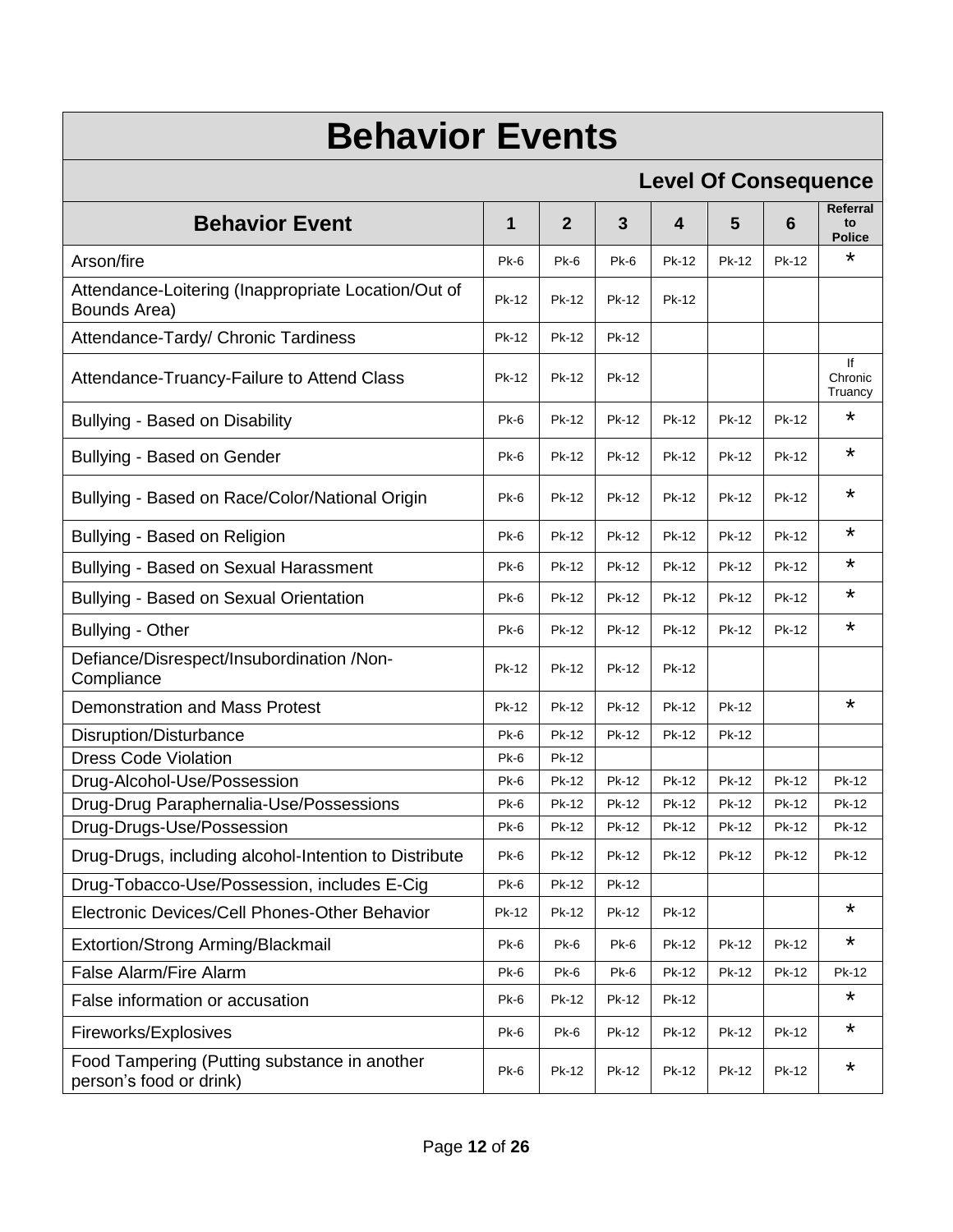# Behavior Events

| Behavior Event | Level Of Consequence 1 | 2 | 3 | 4 | 5 | 6 | Referral to Police |
|---|---|---|---|---|---|---|---|
| Arson/fire | Pk-6 | Pk-6 | Pk-6 | Pk-12 | Pk-12 | Pk-12 | * |
| Attendance-Loitering (Inappropriate Location/Out of Bounds Area) | Pk-12 | Pk-12 | Pk-12 | Pk-12 | | | |
| Attendance-Tardy/ Chronic Tardiness | Pk-12 | Pk-12 | Pk-12 | | | | |
| Attendance-Truancy-Failure to Attend Class | Pk-12 | Pk-12 | Pk-12 | | | | If Chronic Truancy |
| Bullying - Based on Disability | Pk-6 | Pk-12 | Pk-12 | Pk-12 | Pk-12 | Pk-12 | * |
| Bullying - Based on Gender | Pk-6 | Pk-12 | Pk-12 | Pk-12 | Pk-12 | Pk-12 | * |
| Bullying - Based on Race/Color/National Origin | Pk-6 | Pk-12 | Pk-12 | Pk-12 | Pk-12 | Pk-12 | * |
| Bullying - Based on Religion | Pk-6 | Pk-12 | Pk-12 | Pk-12 | Pk-12 | Pk-12 | * |
| Bullying - Based on Sexual Harassment | Pk-6 | Pk-12 | Pk-12 | Pk-12 | Pk-12 | Pk-12 | * |
| Bullying - Based on Sexual Orientation | Pk-6 | Pk-12 | Pk-12 | Pk-12 | Pk-12 | Pk-12 | * |
| Bullying - Other | Pk-6 | Pk-12 | Pk-12 | Pk-12 | Pk-12 | Pk-12 | * |
| Defiance/Disrespect/Insubordination /Non-Compliance | Pk-12 | Pk-12 | Pk-12 | Pk-12 | | | |
| Demonstration and Mass Protest | Pk-12 | Pk-12 | Pk-12 | Pk-12 | Pk-12 | | * |
| Disruption/Disturbance | Pk-6 | Pk-12 | Pk-12 | Pk-12 | Pk-12 | | |
| Dress Code Violation | Pk-6 | Pk-12 | | | | | |
| Drug-Alcohol-Use/Possession | Pk-6 | Pk-12 | Pk-12 | Pk-12 | Pk-12 | Pk-12 | Pk-12 |
| Drug-Drug Paraphernalia-Use/Possessions | Pk-6 | Pk-12 | Pk-12 | Pk-12 | Pk-12 | Pk-12 | Pk-12 |
| Drug-Drugs-Use/Possession | Pk-6 | Pk-12 | Pk-12 | Pk-12 | Pk-12 | Pk-12 | Pk-12 |
| Drug-Drugs, including alcohol-Intention to Distribute | Pk-6 | Pk-12 | Pk-12 | Pk-12 | Pk-12 | Pk-12 | Pk-12 |
| Drug-Tobacco-Use/Possession, includes E-Cig | Pk-6 | Pk-12 | Pk-12 | | | | |
| Electronic Devices/Cell Phones-Other Behavior | Pk-12 | Pk-12 | Pk-12 | Pk-12 | | | * |
| Extortion/Strong Arming/Blackmail | Pk-6 | Pk-6 | Pk-6 | Pk-12 | Pk-12 | Pk-12 | * |
| False Alarm/Fire Alarm | Pk-6 | Pk-6 | Pk-6 | Pk-12 | Pk-12 | Pk-12 | Pk-12 |
| False information or accusation | Pk-6 | Pk-12 | Pk-12 | Pk-12 | | | * |
| Fireworks/Explosives | Pk-6 | Pk-6 | Pk-12 | Pk-12 | Pk-12 | Pk-12 | * |
| Food Tampering (Putting substance in another person's food or drink) | Pk-6 | Pk-12 | Pk-12 | Pk-12 | Pk-12 | Pk-12 | * |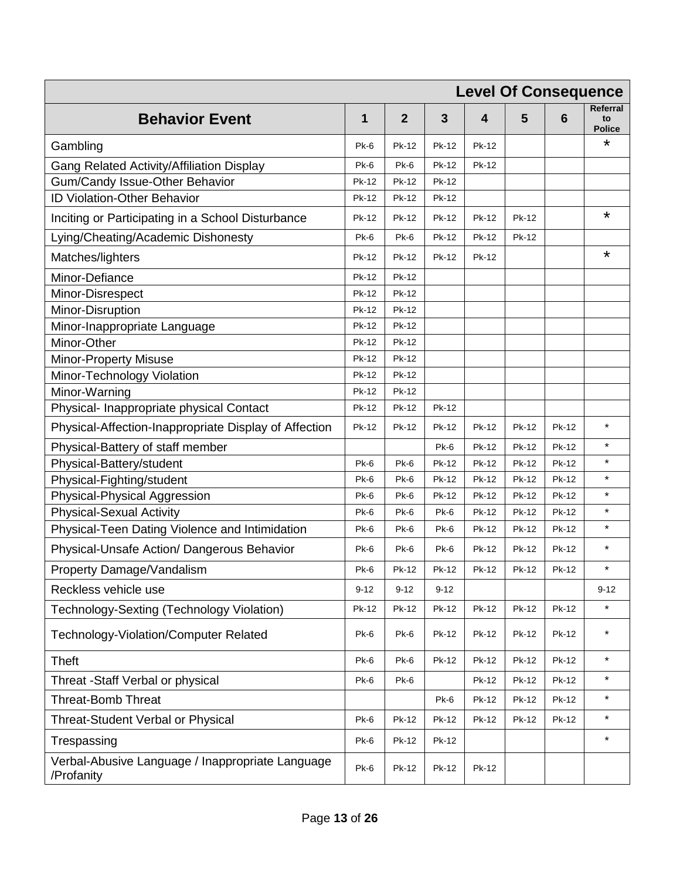| Level Of Consequence | | | | | | | |
|---|---|---|---|---|---|---|---|
| **Behavior Event** | **1** | **2** | **3** | **4** | **5** | **6** | **Referral to Police** |
| Gambling | Pk-6 | Pk-12 | Pk-12 | Pk-12 | | | * |
| Gang Related Activity/Affiliation Display | Pk-6 | Pk-6 | Pk-12 | Pk-12 | | | |
| Gum/Candy Issue-Other Behavior | Pk-12 | Pk-12 | Pk-12 | | | | |
| ID Violation-Other Behavior | Pk-12 | Pk-12 | Pk-12 | | | | |
| Inciting or Participating in a School Disturbance | Pk-12 | Pk-12 | Pk-12 | Pk-12 | Pk-12 | | * |
| Lying/Cheating/Academic Dishonesty | Pk-6 | Pk-6 | Pk-12 | Pk-12 | Pk-12 | | |
| Matches/lighters | Pk-12 | Pk-12 | Pk-12 | Pk-12 | | | * |
| Minor-Defiance | Pk-12 | Pk-12 | | | | | |
| Minor-Disrespect | Pk-12 | Pk-12 | | | | | |
| Minor-Disruption | Pk-12 | Pk-12 | | | | | |
| Minor-Inappropriate Language | Pk-12 | Pk-12 | | | | | |
| Minor-Other | Pk-12 | Pk-12 | | | | | |
| Minor-Property Misuse | Pk-12 | Pk-12 | | | | | |
| Minor-Technology Violation | Pk-12 | Pk-12 | | | | | |
| Minor-Warning | Pk-12 | Pk-12 | | | | | |
| Physical- Inappropriate physical Contact | Pk-12 | Pk-12 | Pk-12 | | | | |
| Physical-Affection-Inappropriate Display of Affection | Pk-12 | Pk-12 | Pk-12 | Pk-12 | Pk-12 | Pk-12 | * |
| Physical-Battery of staff member | | | Pk-6 | Pk-12 | Pk-12 | Pk-12 | * |
| Physical-Battery/student | Pk-6 | Pk-6 | Pk-12 | Pk-12 | Pk-12 | Pk-12 | * |
| Physical-Fighting/student | Pk-6 | Pk-6 | Pk-12 | Pk-12 | Pk-12 | Pk-12 | * |
| Physical-Physical Aggression | Pk-6 | Pk-6 | Pk-12 | Pk-12 | Pk-12 | Pk-12 | * |
| Physical-Sexual Activity | Pk-6 | Pk-6 | Pk-6 | Pk-12 | Pk-12 | Pk-12 | * |
| Physical-Teen Dating Violence and Intimidation | Pk-6 | Pk-6 | Pk-6 | Pk-12 | Pk-12 | Pk-12 | * |
| Physical-Unsafe Action/ Dangerous Behavior | Pk-6 | Pk-6 | Pk-6 | Pk-12 | Pk-12 | Pk-12 | * |
| Property Damage/Vandalism | Pk-6 | Pk-12 | Pk-12 | Pk-12 | Pk-12 | Pk-12 | * |
| Reckless vehicle use | 9-12 | 9-12 | 9-12 | | | | 9-12 |
| Technology-Sexting (Technology Violation) | Pk-12 | Pk-12 | Pk-12 | Pk-12 | Pk-12 | Pk-12 | * |
| Technology-Violation/Computer Related | Pk-6 | Pk-6 | Pk-12 | Pk-12 | Pk-12 | Pk-12 | * |
| Theft | Pk-6 | Pk-6 | Pk-12 | Pk-12 | Pk-12 | Pk-12 | * |
| Threat -Staff Verbal or physical | Pk-6 | Pk-6 | | Pk-12 | Pk-12 | Pk-12 | * |
| Threat-Bomb Threat | | | Pk-6 | Pk-12 | Pk-12 | Pk-12 | * |
| Threat-Student Verbal or Physical | Pk-6 | Pk-12 | Pk-12 | Pk-12 | Pk-12 | Pk-12 | * |
| Trespassing | Pk-6 | Pk-12 | Pk-12 | | | | * |
| Verbal-Abusive Language / Inappropriate Language /Profanity | Pk-6 | Pk-12 | Pk-12 | Pk-12 | | | |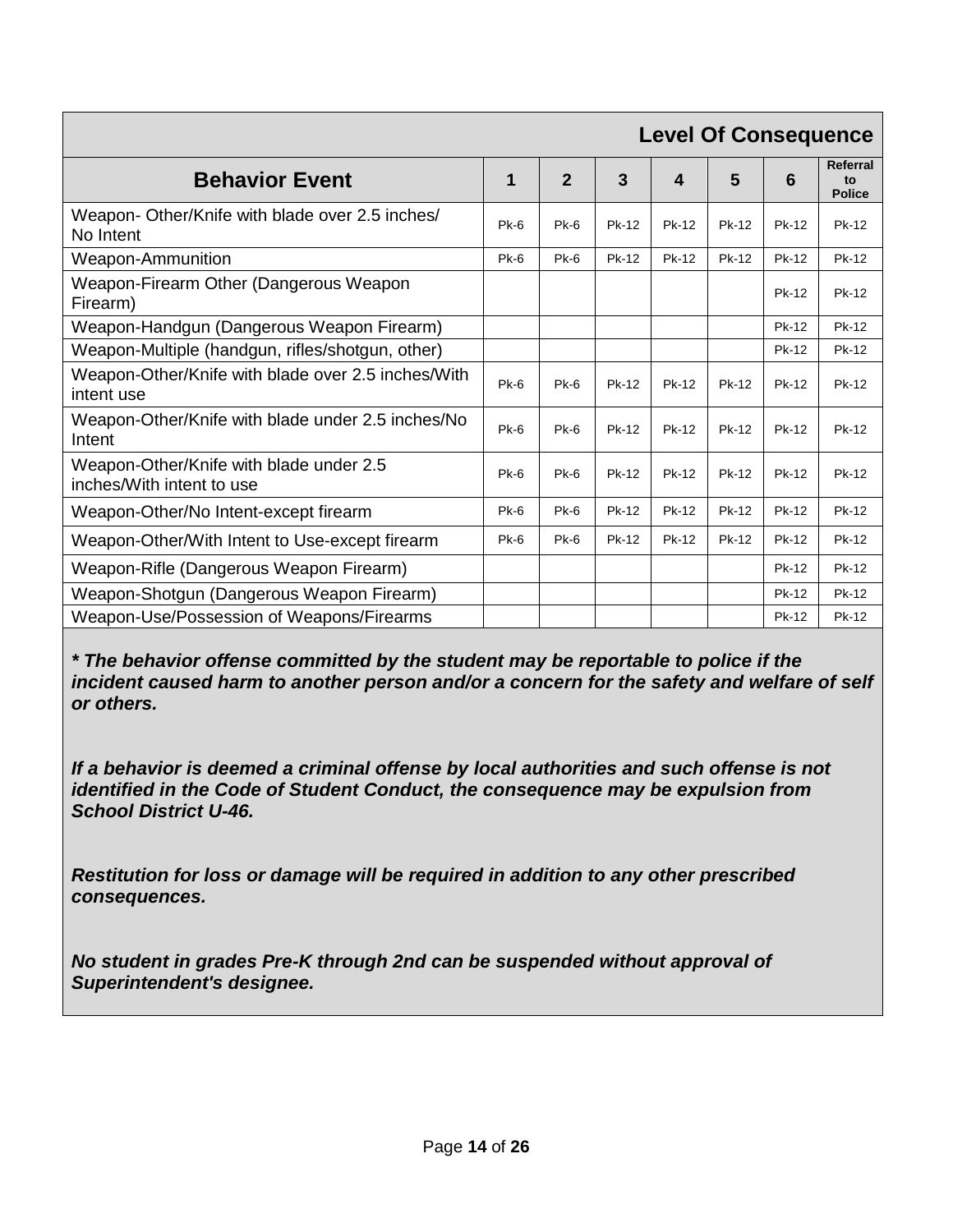| Behavior Event | Level Of Consequence | | | | | | |
|---|---|---|---|---|---|---|---|
| | 1 | 2 | 3 | 4 | 5 | 6 | Referral to Police |
| Weapon- Other/Knife with blade over 2.5 inches/ No Intent | Pk-6 | Pk-6 | Pk-12 | Pk-12 | Pk-12 | Pk-12 | Pk-12 |
| Weapon-Ammunition | Pk-6 | Pk-6 | Pk-12 | Pk-12 | Pk-12 | Pk-12 | Pk-12 |
| Weapon-Firearm Other (Dangerous Weapon Firearm) | | | | | | Pk-12 | Pk-12 |
| Weapon-Handgun (Dangerous Weapon Firearm) | | | | | | Pk-12 | Pk-12 |
| Weapon-Multiple (handgun, rifles/shotgun, other) | | | | | | Pk-12 | Pk-12 |
| Weapon-Other/Knife with blade over 2.5 inches/With intent use | Pk-6 | Pk-6 | Pk-12 | Pk-12 | Pk-12 | Pk-12 | Pk-12 |
| Weapon-Other/Knife with blade under 2.5 inches/No Intent | Pk-6 | Pk-6 | Pk-12 | Pk-12 | Pk-12 | Pk-12 | Pk-12 |
| Weapon-Other/Knife with blade under 2.5 inches/With intent to use | Pk-6 | Pk-6 | Pk-12 | Pk-12 | Pk-12 | Pk-12 | Pk-12 |
| Weapon-Other/No Intent-except firearm | Pk-6 | Pk-6 | Pk-12 | Pk-12 | Pk-12 | Pk-12 | Pk-12 |
| Weapon-Other/With Intent to Use-except firearm | Pk-6 | Pk-6 | Pk-12 | Pk-12 | Pk-12 | Pk-12 | Pk-12 |
| Weapon-Rifle (Dangerous Weapon Firearm) | | | | | | Pk-12 | Pk-12 |
| Weapon-Shotgun (Dangerous Weapon Firearm) | | | | | | Pk-12 | Pk-12 |
| Weapon-Use/Possession of Weapons/Firearms | | | | | | Pk-12 | Pk-12 |

***\* The behavior offense committed by the student may be reportable to police if the incident caused harm to another person and/or a concern for the safety and welfare of self or others.***

***If a behavior is deemed a criminal offense by local authorities and such offense is not identified in the Code of Student Conduct, the consequence may be expulsion from School District U-46.***

***Restitution for loss or damage will be required in addition to any other prescribed consequences.***

***No student in grades Pre-K through 2nd can be suspended without approval of Superintendent's designee.***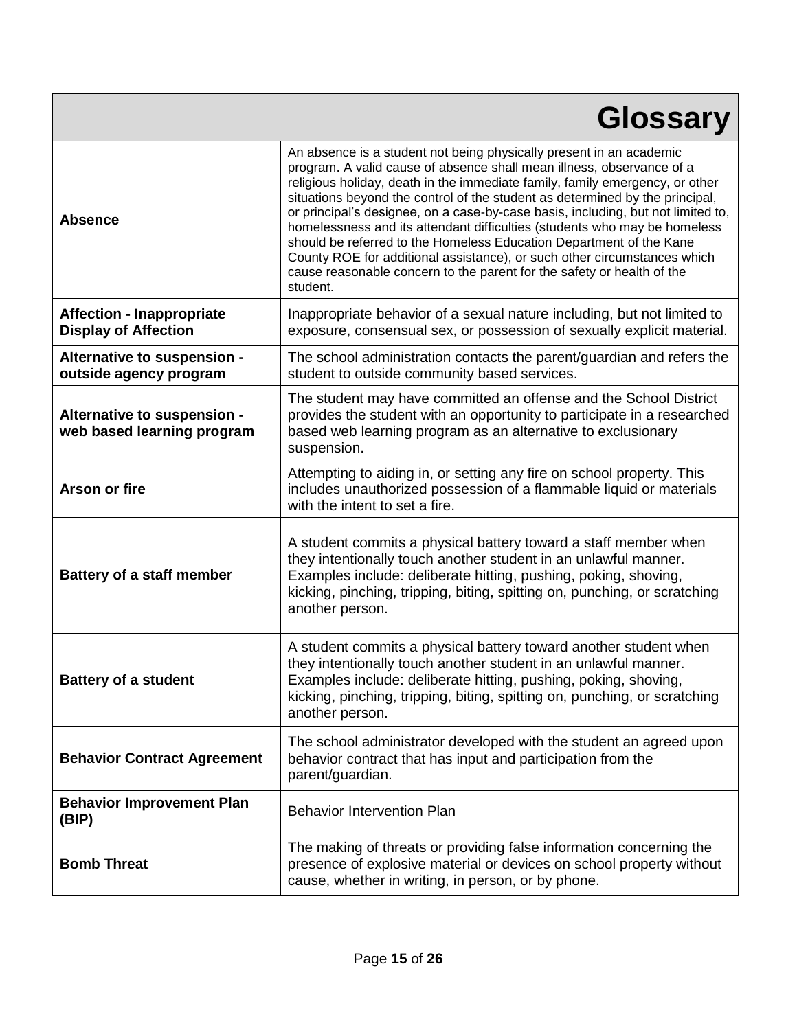# Glossary

| Term | Definition |
| --- | --- |
| **Absence** | An absence is a student not being physically present in an academic program. A valid cause of absence shall mean illness, observance of a religious holiday, death in the immediate family, family emergency, or other situations beyond the control of the student as determined by the principal, or principal's designee, on a case-by-case basis, including, but not limited to, homelessness and its attendant difficulties (students who may be homeless should be referred to the Homeless Education Department of the Kane County ROE for additional assistance), or such other circumstances which cause reasonable concern to the parent for the safety or health of the student. |
| **Affection - Inappropriate Display of Affection** | Inappropriate behavior of a sexual nature including, but not limited to exposure, consensual sex, or possession of sexually explicit material. |
| **Alternative to suspension - outside agency program** | The school administration contacts the parent/guardian and refers the student to outside community based services. |
| **Alternative to suspension - web based learning program** | The student may have committed an offense and the School District provides the student with an opportunity to participate in a researched based web learning program as an alternative to exclusionary suspension. |
| **Arson or fire** | Attempting to aiding in, or setting any fire on school property. This includes unauthorized possession of a flammable liquid or materials with the intent to set a fire. |
| **Battery of a staff member** | A student commits a physical battery toward a staff member when they intentionally touch another student in an unlawful manner. Examples include: deliberate hitting, pushing, poking, shoving, kicking, pinching, tripping, biting, spitting on, punching, or scratching another person. |
| **Battery of a student** | A student commits a physical battery toward another student when they intentionally touch another student in an unlawful manner. Examples include: deliberate hitting, pushing, poking, shoving, kicking, pinching, tripping, biting, spitting on, punching, or scratching another person. |
| **Behavior Contract Agreement** | The school administrator developed with the student an agreed upon behavior contract that has input and participation from the parent/guardian. |
| **Behavior Improvement Plan (BIP)** | Behavior Intervention Plan |
| **Bomb Threat** | The making of threats or providing false information concerning the presence of explosive material or devices on school property without cause, whether in writing, in person, or by phone. |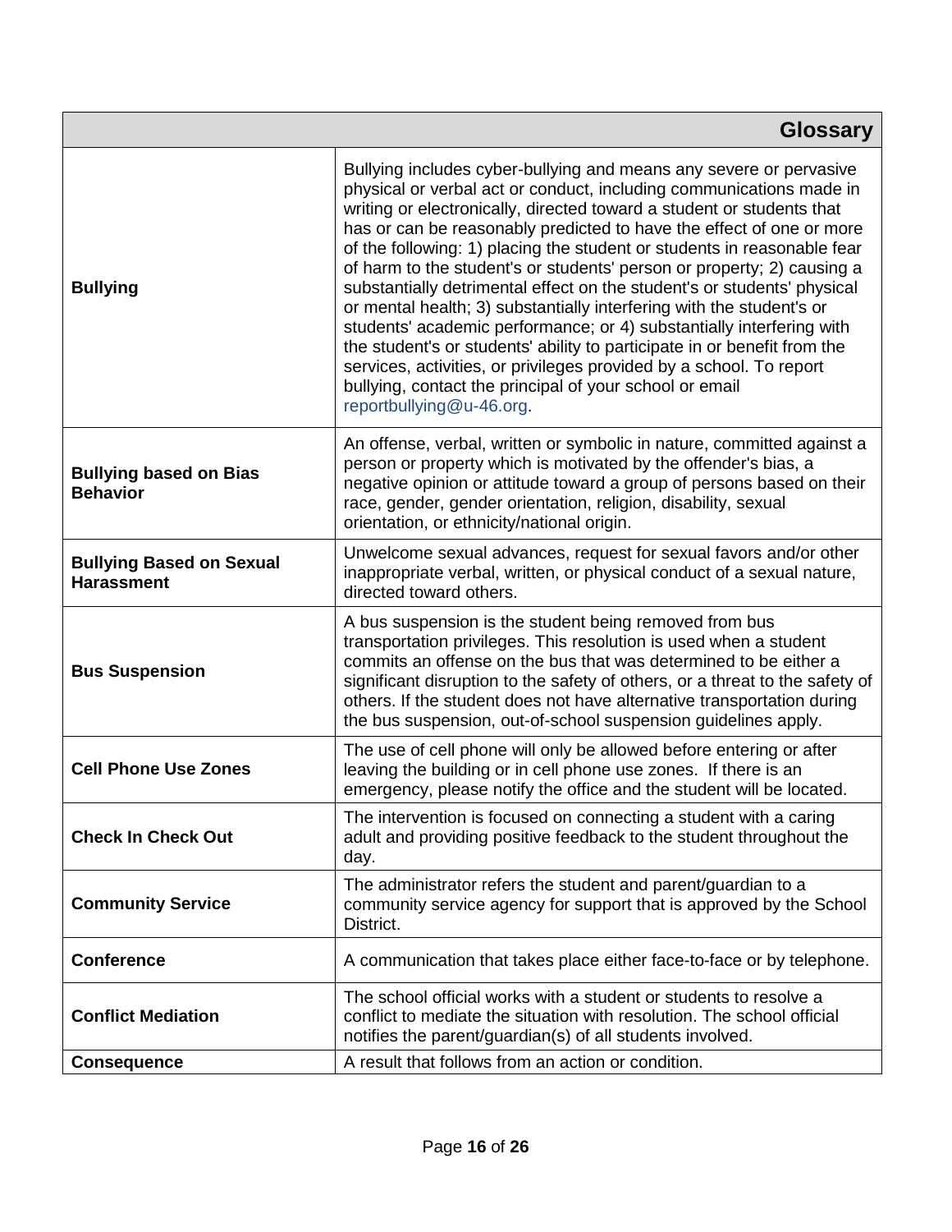| Glossary | |
|---|---|
| **Bullying** | Bullying includes cyber-bullying and means any severe or pervasive physical or verbal act or conduct, including communications made in writing or electronically, directed toward a student or students that has or can be reasonably predicted to have the effect of one or more of the following: 1) placing the student or students in reasonable fear of harm to the student's or students' person or property; 2) causing a substantially detrimental effect on the student's or students' physical or mental health; 3) substantially interfering with the student's or students' academic performance; or 4) substantially interfering with the student's or students' ability to participate in or benefit from the services, activities, or privileges provided by a school. To report bullying, contact the principal of your school or email reportbullying@u-46.org. |
| **Bullying based on Bias Behavior** | An offense, verbal, written or symbolic in nature, committed against a person or property which is motivated by the offender's bias, a negative opinion or attitude toward a group of persons based on their race, gender, gender orientation, religion, disability, sexual orientation, or ethnicity/national origin. |
| **Bullying Based on Sexual Harassment** | Unwelcome sexual advances, request for sexual favors and/or other inappropriate verbal, written, or physical conduct of a sexual nature, directed toward others. |
| **Bus Suspension** | A bus suspension is the student being removed from bus transportation privileges. This resolution is used when a student commits an offense on the bus that was determined to be either a significant disruption to the safety of others, or a threat to the safety of others. If the student does not have alternative transportation during the bus suspension, out-of-school suspension guidelines apply. |
| **Cell Phone Use Zones** | The use of cell phone will only be allowed before entering or after leaving the building or in cell phone use zones. If there is an emergency, please notify the office and the student will be located. |
| **Check In Check Out** | The intervention is focused on connecting a student with a caring adult and providing positive feedback to the student throughout the day. |
| **Community Service** | The administrator refers the student and parent/guardian to a community service agency for support that is approved by the School District. |
| **Conference** | A communication that takes place either face-to-face or by telephone. |
| **Conflict Mediation** | The school official works with a student or students to resolve a conflict to mediate the situation with resolution. The school official notifies the parent/guardian(s) of all students involved. |
| **Consequence** | A result that follows from an action or condition. |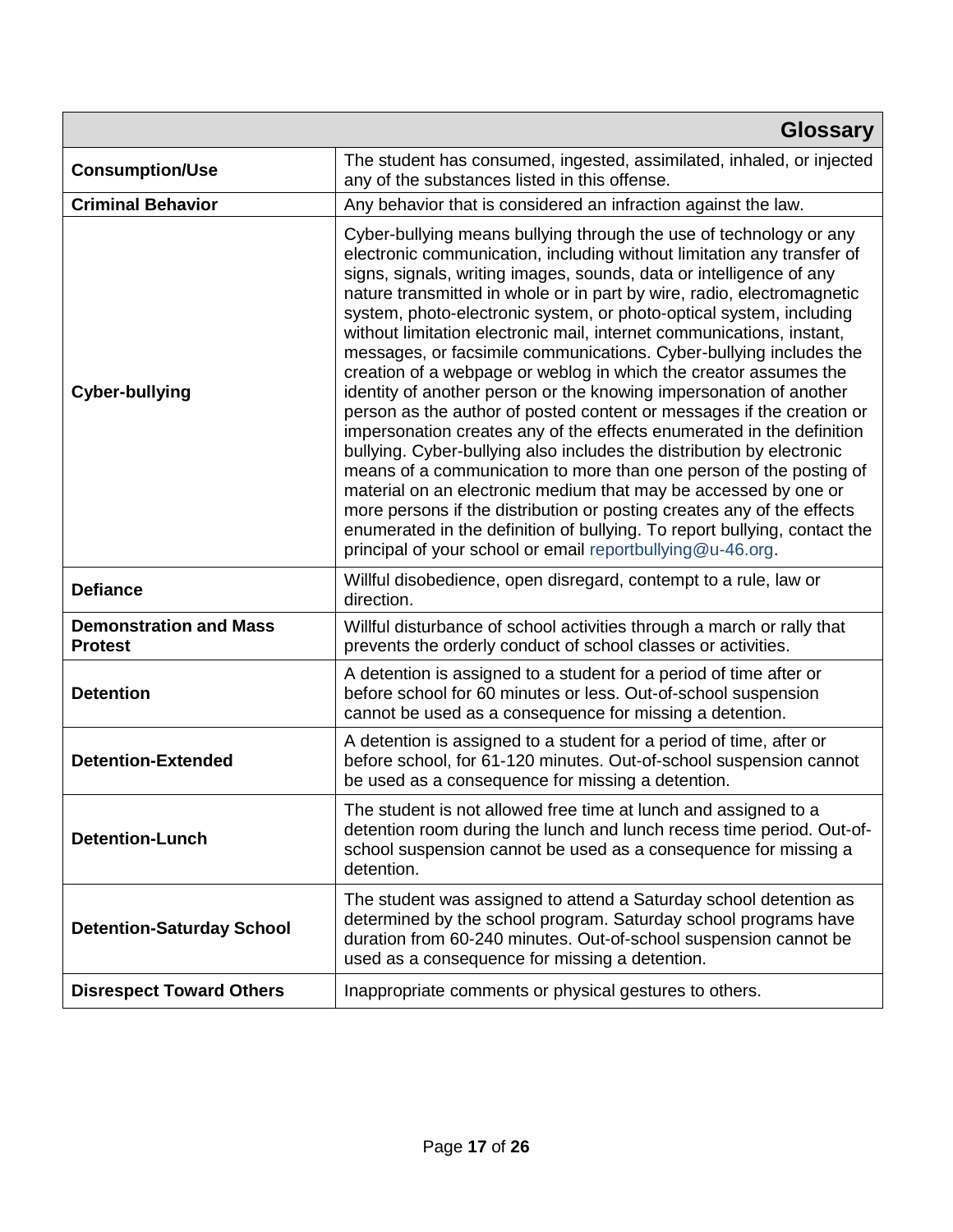| Glossary | |
|---|---|
| **Consumption/Use** | The student has consumed, ingested, assimilated, inhaled, or injected any of the substances listed in this offense. |
| **Criminal Behavior** | Any behavior that is considered an infraction against the law. |
| **Cyber-bullying** | Cyber-bullying means bullying through the use of technology or any electronic communication, including without limitation any transfer of signs, signals, writing images, sounds, data or intelligence of any nature transmitted in whole or in part by wire, radio, electromagnetic system, photo-electronic system, or photo-optical system, including without limitation electronic mail, internet communications, instant, messages, or facsimile communications. Cyber-bullying includes the creation of a webpage or weblog in which the creator assumes the identity of another person or the knowing impersonation of another person as the author of posted content or messages if the creation or impersonation creates any of the effects enumerated in the definition bullying. Cyber-bullying also includes the distribution by electronic means of a communication to more than one person of the posting of material on an electronic medium that may be accessed by one or more persons if the distribution or posting creates any of the effects enumerated in the definition of bullying. To report bullying, contact the principal of your school or email reportbullying@u-46.org. |
| **Defiance** | Willful disobedience, open disregard, contempt to a rule, law or direction. |
| **Demonstration and Mass Protest** | Willful disturbance of school activities through a march or rally that prevents the orderly conduct of school classes or activities. |
| **Detention** | A detention is assigned to a student for a period of time after or before school for 60 minutes or less. Out-of-school suspension cannot be used as a consequence for missing a detention. |
| **Detention-Extended** | A detention is assigned to a student for a period of time, after or before school, for 61-120 minutes. Out-of-school suspension cannot be used as a consequence for missing a detention. |
| **Detention-Lunch** | The student is not allowed free time at lunch and assigned to a detention room during the lunch and lunch recess time period. Out-of-school suspension cannot be used as a consequence for missing a detention. |
| **Detention-Saturday School** | The student was assigned to attend a Saturday school detention as determined by the school program. Saturday school programs have duration from 60-240 minutes. Out-of-school suspension cannot be used as a consequence for missing a detention. |
| **Disrespect Toward Others** | Inappropriate comments or physical gestures to others. |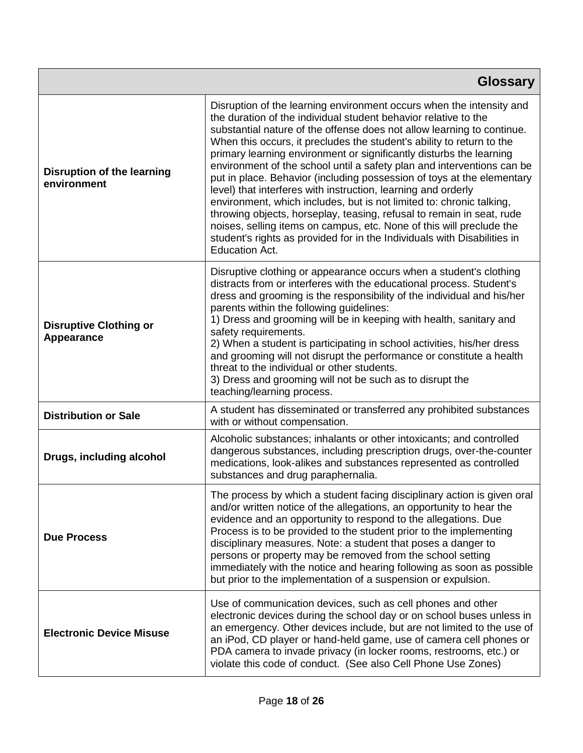| Glossary | |
|---|---|
| **Disruption of the learning environment** | Disruption of the learning environment occurs when the intensity and the duration of the individual student behavior relative to the substantial nature of the offense does not allow learning to continue. When this occurs, it precludes the student's ability to return to the primary learning environment or significantly disturbs the learning environment of the school until a safety plan and interventions can be put in place. Behavior (including possession of toys at the elementary level) that interferes with instruction, learning and orderly environment, which includes, but is not limited to: chronic talking, throwing objects, horseplay, teasing, refusal to remain in seat, rude noises, selling items on campus, etc. None of this will preclude the student's rights as provided for in the Individuals with Disabilities in Education Act. |
| **Disruptive Clothing or Appearance** | Disruptive clothing or appearance occurs when a student's clothing distracts from or interferes with the educational process. Student's dress and grooming is the responsibility of the individual and his/her parents within the following guidelines:<br>1) Dress and grooming will be in keeping with health, sanitary and safety requirements.<br>2) When a student is participating in school activities, his/her dress and grooming will not disrupt the performance or constitute a health threat to the individual or other students.<br>3) Dress and grooming will not be such as to disrupt the teaching/learning process. |
| **Distribution or Sale** | A student has disseminated or transferred any prohibited substances with or without compensation. |
| **Drugs, including alcohol** | Alcoholic substances; inhalants or other intoxicants; and controlled dangerous substances, including prescription drugs, over-the-counter medications, look-alikes and substances represented as controlled substances and drug paraphernalia. |
| **Due Process** | The process by which a student facing disciplinary action is given oral and/or written notice of the allegations, an opportunity to hear the evidence and an opportunity to respond to the allegations. Due Process is to be provided to the student prior to the implementing disciplinary measures. Note: a student that poses a danger to persons or property may be removed from the school setting immediately with the notice and hearing following as soon as possible but prior to the implementation of a suspension or expulsion. |
| **Electronic Device Misuse** | Use of communication devices, such as cell phones and other electronic devices during the school day or on school buses unless in an emergency. Other devices include, but are not limited to the use of an iPod, CD player or hand-held game, use of camera cell phones or PDA camera to invade privacy (in locker rooms, restrooms, etc.) or violate this code of conduct. (See also Cell Phone Use Zones) |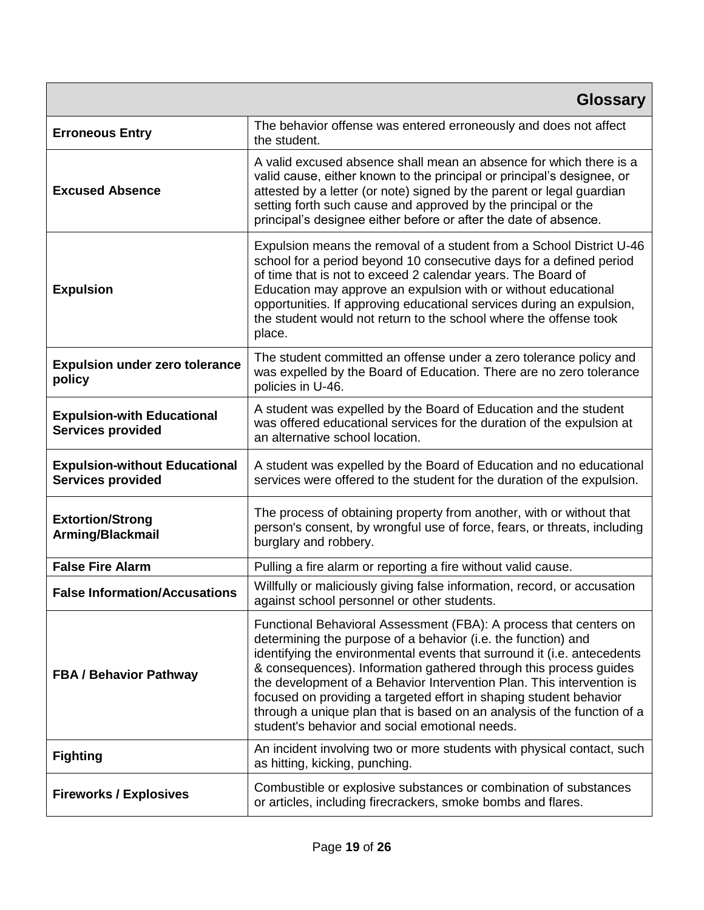| Glossary | |
|---|---|
| **Erroneous Entry** | The behavior offense was entered erroneously and does not affect the student. |
| **Excused Absence** | A valid excused absence shall mean an absence for which there is a valid cause, either known to the principal or principal's designee, or attested by a letter (or note) signed by the parent or legal guardian setting forth such cause and approved by the principal or the principal's designee either before or after the date of absence. |
| **Expulsion** | Expulsion means the removal of a student from a School District U-46 school for a period beyond 10 consecutive days for a defined period of time that is not to exceed 2 calendar years. The Board of Education may approve an expulsion with or without educational opportunities. If approving educational services during an expulsion, the student would not return to the school where the offense took place. |
| **Expulsion under zero tolerance policy** | The student committed an offense under a zero tolerance policy and was expelled by the Board of Education. There are no zero tolerance policies in U-46. |
| **Expulsion-with Educational Services provided** | A student was expelled by the Board of Education and the student was offered educational services for the duration of the expulsion at an alternative school location. |
| **Expulsion-without Educational Services provided** | A student was expelled by the Board of Education and no educational services were offered to the student for the duration of the expulsion. |
| **Extortion/Strong Arming/Blackmail** | The process of obtaining property from another, with or without that person's consent, by wrongful use of force, fears, or threats, including burglary and robbery. |
| **False Fire Alarm** | Pulling a fire alarm or reporting a fire without valid cause. |
| **False Information/Accusations** | Willfully or maliciously giving false information, record, or accusation against school personnel or other students. |
| **FBA / Behavior Pathway** | Functional Behavioral Assessment (FBA): A process that centers on determining the purpose of a behavior (i.e. the function) and identifying the environmental events that surround it (i.e. antecedents & consequences). Information gathered through this process guides the development of a Behavior Intervention Plan. This intervention is focused on providing a targeted effort in shaping student behavior through a unique plan that is based on an analysis of the function of a student's behavior and social emotional needs. |
| **Fighting** | An incident involving two or more students with physical contact, such as hitting, kicking, punching. |
| **Fireworks / Explosives** | Combustible or explosive substances or combination of substances or articles, including firecrackers, smoke bombs and flares. |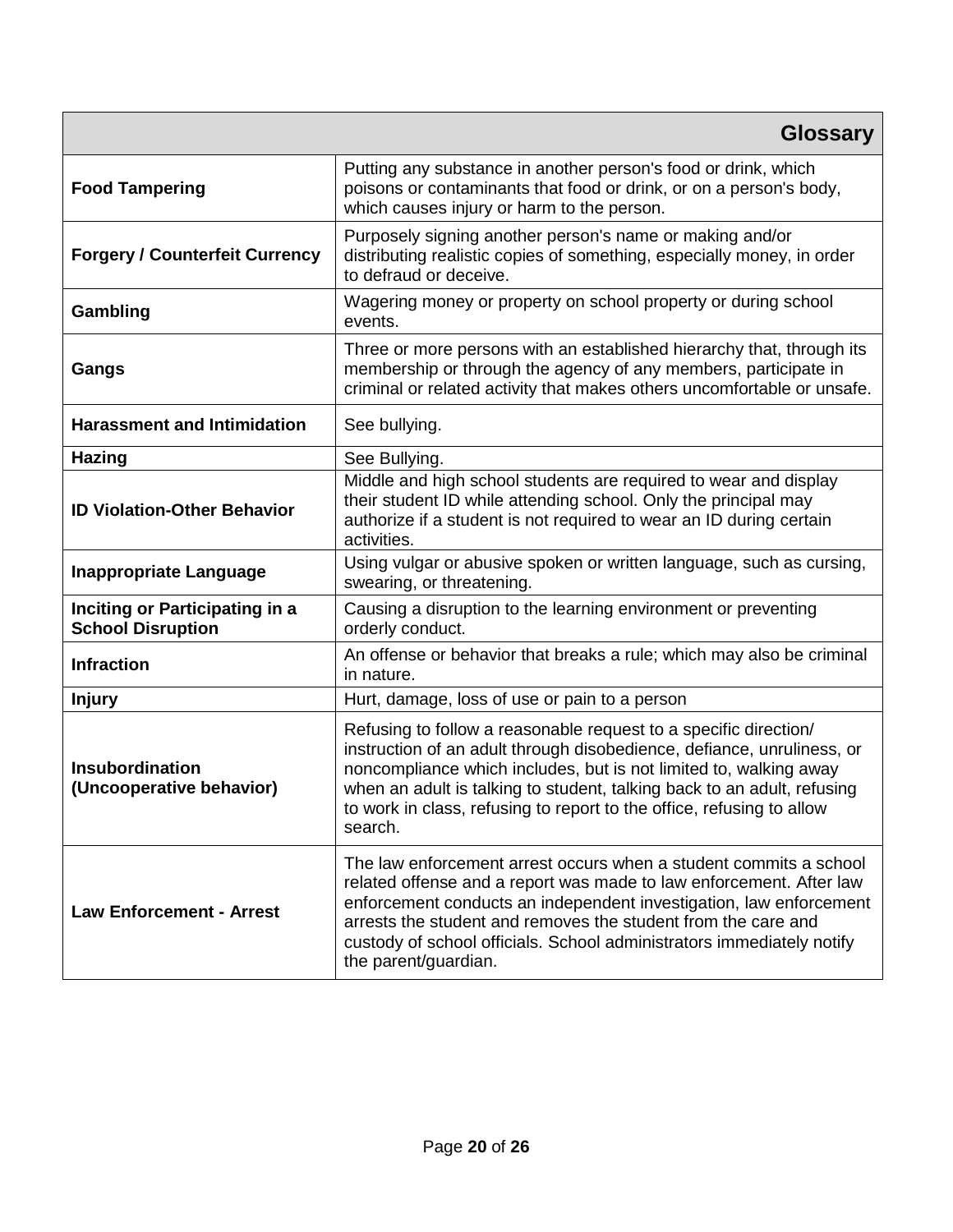| Glossary | |
|---|---|
| **Food Tampering** | Putting any substance in another person's food or drink, which poisons or contaminants that food or drink, or on a person's body, which causes injury or harm to the person. |
| **Forgery / Counterfeit Currency** | Purposely signing another person's name or making and/or distributing realistic copies of something, especially money, in order to defraud or deceive. |
| **Gambling** | Wagering money or property on school property or during school events. |
| **Gangs** | Three or more persons with an established hierarchy that, through its membership or through the agency of any members, participate in criminal or related activity that makes others uncomfortable or unsafe. |
| **Harassment and Intimidation** | See bullying. |
| **Hazing** | See Bullying. |
| **ID Violation-Other Behavior** | Middle and high school students are required to wear and display their student ID while attending school. Only the principal may authorize if a student is not required to wear an ID during certain activities. |
| **Inappropriate Language** | Using vulgar or abusive spoken or written language, such as cursing, swearing, or threatening. |
| **Inciting or Participating in a School Disruption** | Causing a disruption to the learning environment or preventing orderly conduct. |
| **Infraction** | An offense or behavior that breaks a rule; which may also be criminal in nature. |
| **Injury** | Hurt, damage, loss of use or pain to a person |
| **Insubordination (Uncooperative behavior)** | Refusing to follow a reasonable request to a specific direction/ instruction of an adult through disobedience, defiance, unruliness, or noncompliance which includes, but is not limited to, walking away when an adult is talking to student, talking back to an adult, refusing to work in class, refusing to report to the office, refusing to allow search. |
| **Law Enforcement - Arrest** | The law enforcement arrest occurs when a student commits a school related offense and a report was made to law enforcement. After law enforcement conducts an independent investigation, law enforcement arrests the student and removes the student from the care and custody of school officials. School administrators immediately notify the parent/guardian. |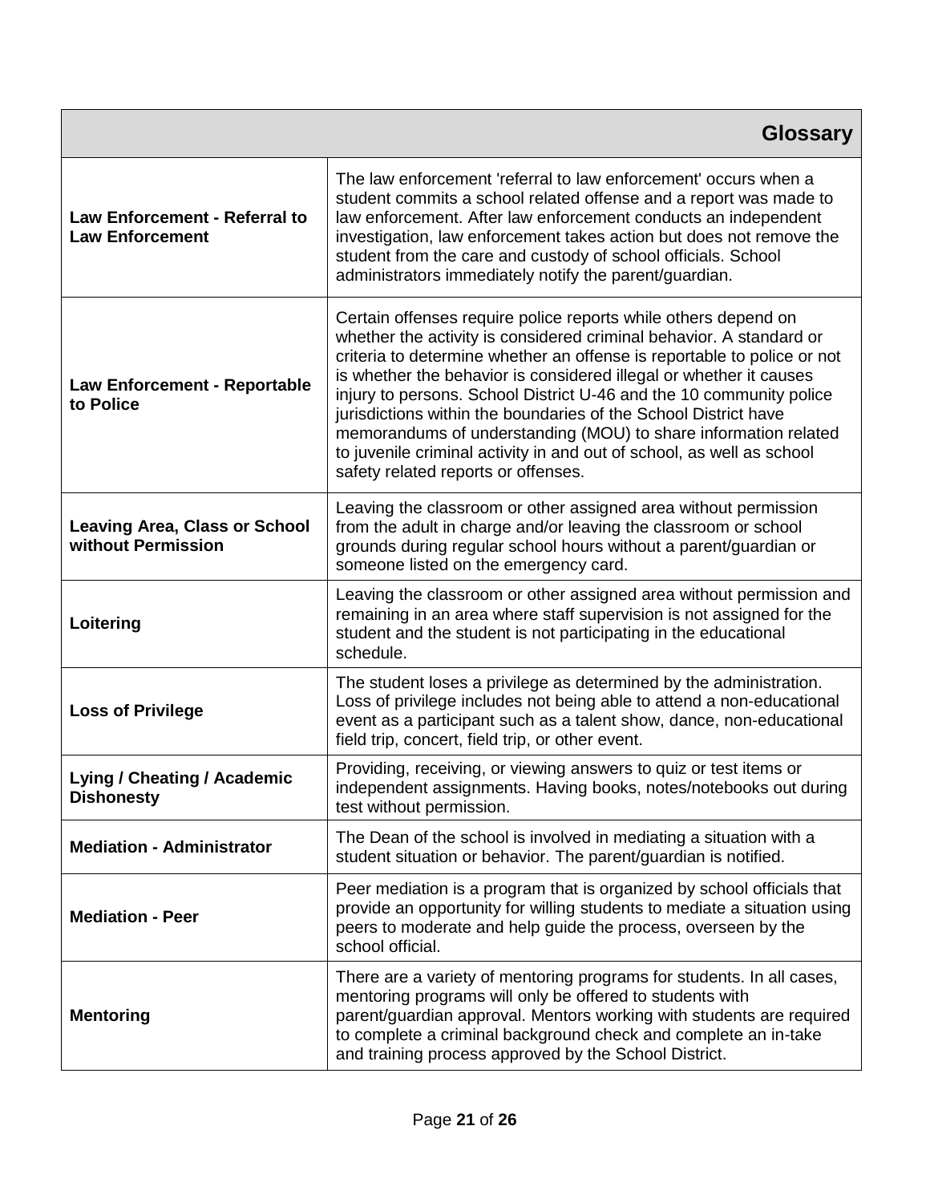| Glossary | |
|---|---|
| **Law Enforcement - Referral to Law Enforcement** | The law enforcement 'referral to law enforcement' occurs when a student commits a school related offense and a report was made to law enforcement. After law enforcement conducts an independent investigation, law enforcement takes action but does not remove the student from the care and custody of school officials. School administrators immediately notify the parent/guardian. |
| **Law Enforcement - Reportable to Police** | Certain offenses require police reports while others depend on whether the activity is considered criminal behavior. A standard or criteria to determine whether an offense is reportable to police or not is whether the behavior is considered illegal or whether it causes injury to persons. School District U-46 and the 10 community police jurisdictions within the boundaries of the School District have memorandums of understanding (MOU) to share information related to juvenile criminal activity in and out of school, as well as school safety related reports or offenses. |
| **Leaving Area, Class or School without Permission** | Leaving the classroom or other assigned area without permission from the adult in charge and/or leaving the classroom or school grounds during regular school hours without a parent/guardian or someone listed on the emergency card. |
| **Loitering** | Leaving the classroom or other assigned area without permission and remaining in an area where staff supervision is not assigned for the student and the student is not participating in the educational schedule. |
| **Loss of Privilege** | The student loses a privilege as determined by the administration. Loss of privilege includes not being able to attend a non-educational event as a participant such as a talent show, dance, non-educational field trip, concert, field trip, or other event. |
| **Lying / Cheating / Academic Dishonesty** | Providing, receiving, or viewing answers to quiz or test items or independent assignments. Having books, notes/notebooks out during test without permission. |
| **Mediation - Administrator** | The Dean of the school is involved in mediating a situation with a student situation or behavior. The parent/guardian is notified. |
| **Mediation - Peer** | Peer mediation is a program that is organized by school officials that provide an opportunity for willing students to mediate a situation using peers to moderate and help guide the process, overseen by the school official. |
| **Mentoring** | There are a variety of mentoring programs for students. In all cases, mentoring programs will only be offered to students with parent/guardian approval. Mentors working with students are required to complete a criminal background check and complete an in-take and training process approved by the School District. |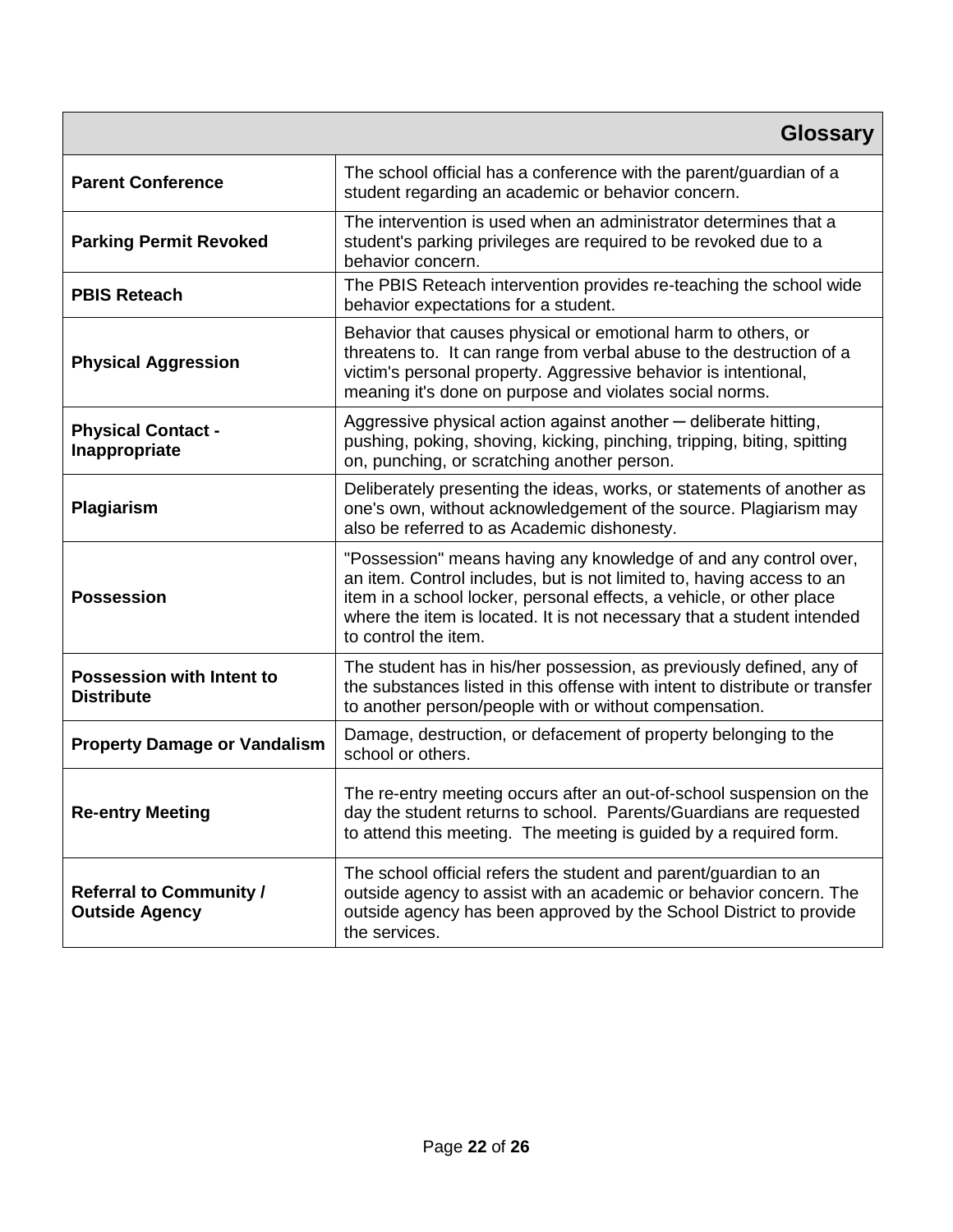| Glossary | |
|---|---|
| **Parent Conference** | The school official has a conference with the parent/guardian of a student regarding an academic or behavior concern. |
| **Parking Permit Revoked** | The intervention is used when an administrator determines that a student's parking privileges are required to be revoked due to a behavior concern. |
| **PBIS Reteach** | The PBIS Reteach intervention provides re-teaching the school wide behavior expectations for a student. |
| **Physical Aggression** | Behavior that causes physical or emotional harm to others, or threatens to. It can range from verbal abuse to the destruction of a victim's personal property. Aggressive behavior is intentional, meaning it's done on purpose and violates social norms. |
| **Physical Contact - Inappropriate** | Aggressive physical action against another – deliberate hitting, pushing, poking, shoving, kicking, pinching, tripping, biting, spitting on, punching, or scratching another person. |
| **Plagiarism** | Deliberately presenting the ideas, works, or statements of another as one's own, without acknowledgement of the source. Plagiarism may also be referred to as Academic dishonesty. |
| **Possession** | "Possession" means having any knowledge of and any control over, an item. Control includes, but is not limited to, having access to an item in a school locker, personal effects, a vehicle, or other place where the item is located. It is not necessary that a student intended to control the item. |
| **Possession with Intent to Distribute** | The student has in his/her possession, as previously defined, any of the substances listed in this offense with intent to distribute or transfer to another person/people with or without compensation. |
| **Property Damage or Vandalism** | Damage, destruction, or defacement of property belonging to the school or others. |
| **Re-entry Meeting** | The re-entry meeting occurs after an out-of-school suspension on the day the student returns to school. Parents/Guardians are requested to attend this meeting. The meeting is guided by a required form. |
| **Referral to Community / Outside Agency** | The school official refers the student and parent/guardian to an outside agency to assist with an academic or behavior concern. The outside agency has been approved by the School District to provide the services. |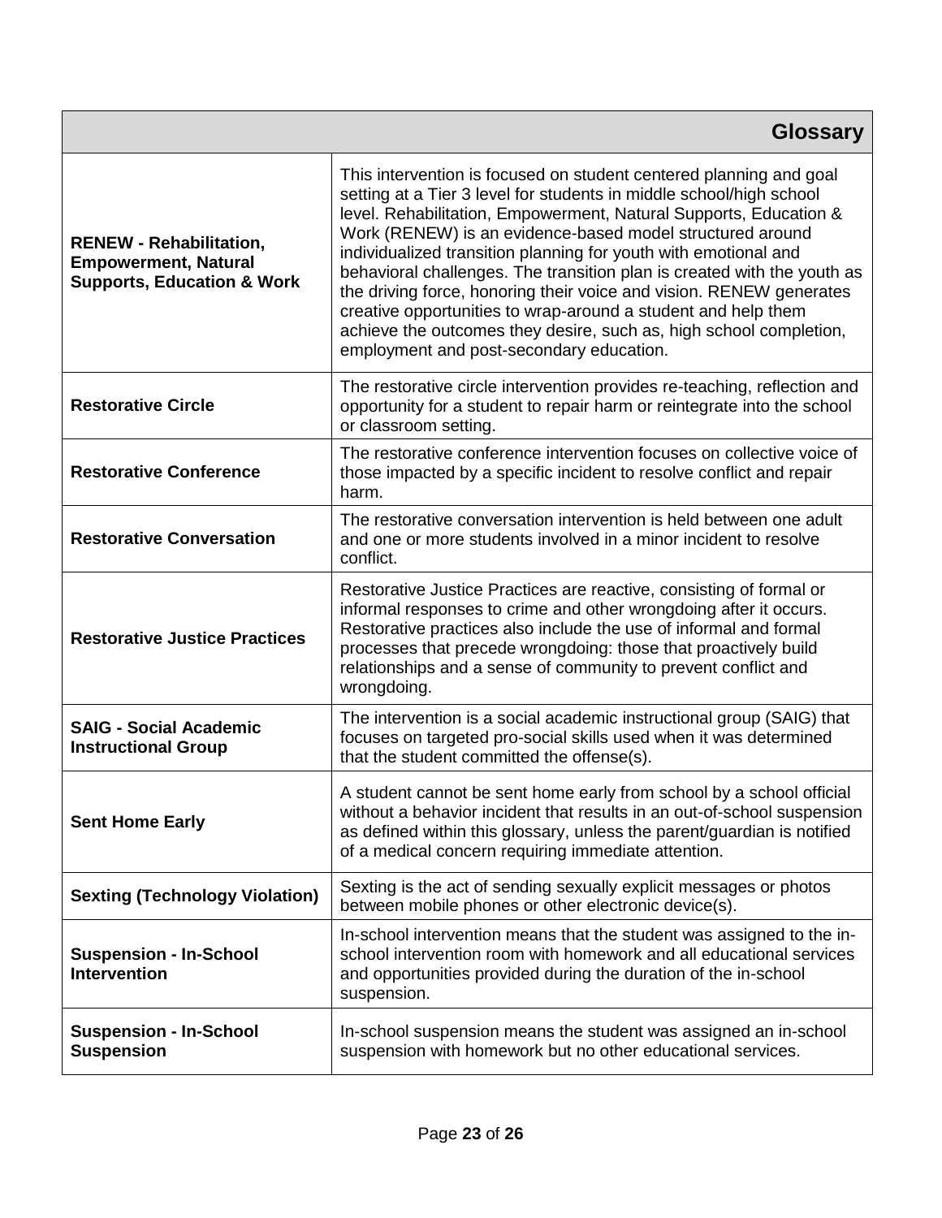| Glossary | |
|---|---|
| **RENEW - Rehabilitation, Empowerment, Natural Supports, Education & Work** | This intervention is focused on student centered planning and goal setting at a Tier 3 level for students in middle school/high school level. Rehabilitation, Empowerment, Natural Supports, Education & Work (RENEW) is an evidence-based model structured around individualized transition planning for youth with emotional and behavioral challenges. The transition plan is created with the youth as the driving force, honoring their voice and vision. RENEW generates creative opportunities to wrap-around a student and help them achieve the outcomes they desire, such as, high school completion, employment and post-secondary education. |
| **Restorative Circle** | The restorative circle intervention provides re-teaching, reflection and opportunity for a student to repair harm or reintegrate into the school or classroom setting. |
| **Restorative Conference** | The restorative conference intervention focuses on collective voice of those impacted by a specific incident to resolve conflict and repair harm. |
| **Restorative Conversation** | The restorative conversation intervention is held between one adult and one or more students involved in a minor incident to resolve conflict. |
| **Restorative Justice Practices** | Restorative Justice Practices are reactive, consisting of formal or informal responses to crime and other wrongdoing after it occurs. Restorative practices also include the use of informal and formal processes that precede wrongdoing: those that proactively build relationships and a sense of community to prevent conflict and wrongdoing. |
| **SAIG - Social Academic Instructional Group** | The intervention is a social academic instructional group (SAIG) that focuses on targeted pro-social skills used when it was determined that the student committed the offense(s). |
| **Sent Home Early** | A student cannot be sent home early from school by a school official without a behavior incident that results in an out-of-school suspension as defined within this glossary, unless the parent/guardian is notified of a medical concern requiring immediate attention. |
| **Sexting (Technology Violation)** | Sexting is the act of sending sexually explicit messages or photos between mobile phones or other electronic device(s). |
| **Suspension - In-School Intervention** | In-school intervention means that the student was assigned to the in-school intervention room with homework and all educational services and opportunities provided during the duration of the in-school suspension. |
| **Suspension - In-School Suspension** | In-school suspension means the student was assigned an in-school suspension with homework but no other educational services. |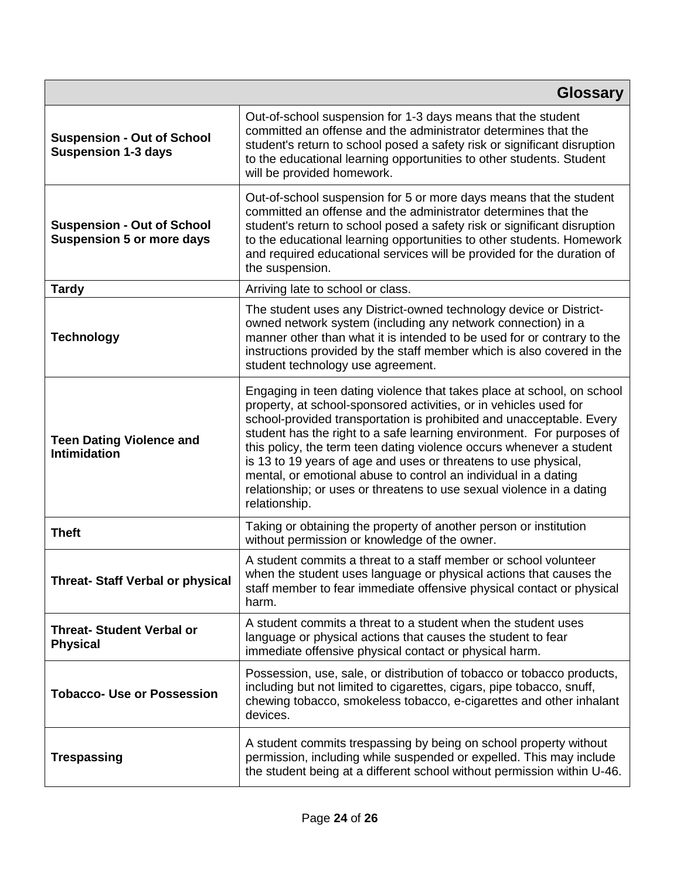| **Glossary** | |
|---|---|
| **Suspension - Out of School Suspension 1-3 days** | Out-of-school suspension for 1-3 days means that the student committed an offense and the administrator determines that the student's return to school posed a safety risk or significant disruption to the educational learning opportunities to other students. Student will be provided homework. |
| **Suspension - Out of School Suspension 5 or more days** | Out-of-school suspension for 5 or more days means that the student committed an offense and the administrator determines that the student's return to school posed a safety risk or significant disruption to the educational learning opportunities to other students. Homework and required educational services will be provided for the duration of the suspension. |
| **Tardy** | Arriving late to school or class. |
| **Technology** | The student uses any District-owned technology device or District-owned network system (including any network connection) in a manner other than what it is intended to be used for or contrary to the instructions provided by the staff member which is also covered in the student technology use agreement. |
| **Teen Dating Violence and Intimidation** | Engaging in teen dating violence that takes place at school, on school property, at school-sponsored activities, or in vehicles used for school-provided transportation is prohibited and unacceptable. Every student has the right to a safe learning environment. For purposes of this policy, the term teen dating violence occurs whenever a student is 13 to 19 years of age and uses or threatens to use physical, mental, or emotional abuse to control an individual in a dating relationship; or uses or threatens to use sexual violence in a dating relationship. |
| **Theft** | Taking or obtaining the property of another person or institution without permission or knowledge of the owner. |
| **Threat- Staff Verbal or physical** | A student commits a threat to a staff member or school volunteer when the student uses language or physical actions that causes the staff member to fear immediate offensive physical contact or physical harm. |
| **Threat- Student Verbal or Physical** | A student commits a threat to a student when the student uses language or physical actions that causes the student to fear immediate offensive physical contact or physical harm. |
| **Tobacco- Use or Possession** | Possession, use, sale, or distribution of tobacco or tobacco products, including but not limited to cigarettes, cigars, pipe tobacco, snuff, chewing tobacco, smokeless tobacco, e-cigarettes and other inhalant devices. |
| **Trespassing** | A student commits trespassing by being on school property without permission, including while suspended or expelled. This may include the student being at a different school without permission within U-46. |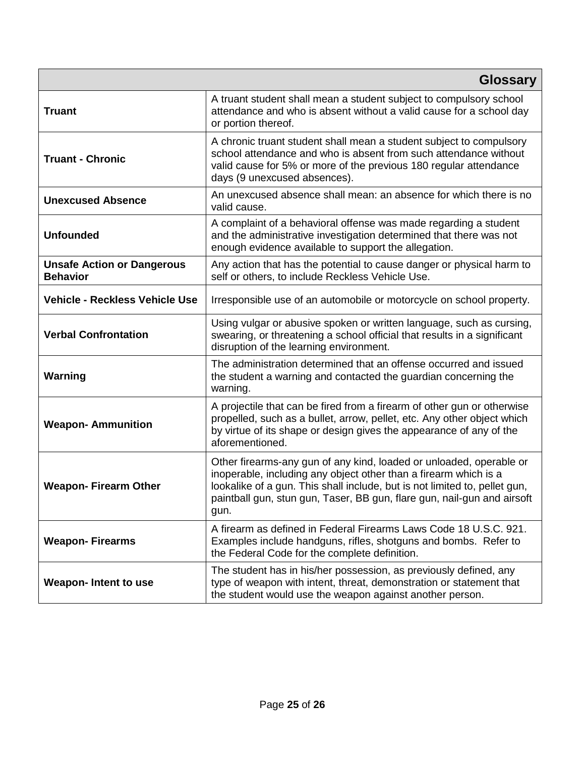| Glossary | |
|---|---|
| **Truant** | A truant student shall mean a student subject to compulsory school attendance and who is absent without a valid cause for a school day or portion thereof. |
| **Truant - Chronic** | A chronic truant student shall mean a student subject to compulsory school attendance and who is absent from such attendance without valid cause for 5% or more of the previous 180 regular attendance days (9 unexcused absences). |
| **Unexcused Absence** | An unexcused absence shall mean: an absence for which there is no valid cause. |
| **Unfounded** | A complaint of a behavioral offense was made regarding a student and the administrative investigation determined that there was not enough evidence available to support the allegation. |
| **Unsafe Action or Dangerous Behavior** | Any action that has the potential to cause danger or physical harm to self or others, to include Reckless Vehicle Use. |
| **Vehicle - Reckless Vehicle Use** | Irresponsible use of an automobile or motorcycle on school property. |
| **Verbal Confrontation** | Using vulgar or abusive spoken or written language, such as cursing, swearing, or threatening a school official that results in a significant disruption of the learning environment. |
| **Warning** | The administration determined that an offense occurred and issued the student a warning and contacted the guardian concerning the warning. |
| **Weapon- Ammunition** | A projectile that can be fired from a firearm of other gun or otherwise propelled, such as a bullet, arrow, pellet, etc. Any other object which by virtue of its shape or design gives the appearance of any of the aforementioned. |
| **Weapon- Firearm Other** | Other firearms-any gun of any kind, loaded or unloaded, operable or inoperable, including any object other than a firearm which is a lookalike of a gun. This shall include, but is not limited to, pellet gun, paintball gun, stun gun, Taser, BB gun, flare gun, nail-gun and airsoft gun. |
| **Weapon- Firearms** | A firearm as defined in Federal Firearms Laws Code 18 U.S.C. 921. Examples include handguns, rifles, shotguns and bombs. Refer to the Federal Code for the complete definition. |
| **Weapon- Intent to use** | The student has in his/her possession, as previously defined, any type of weapon with intent, threat, demonstration or statement that the student would use the weapon against another person. |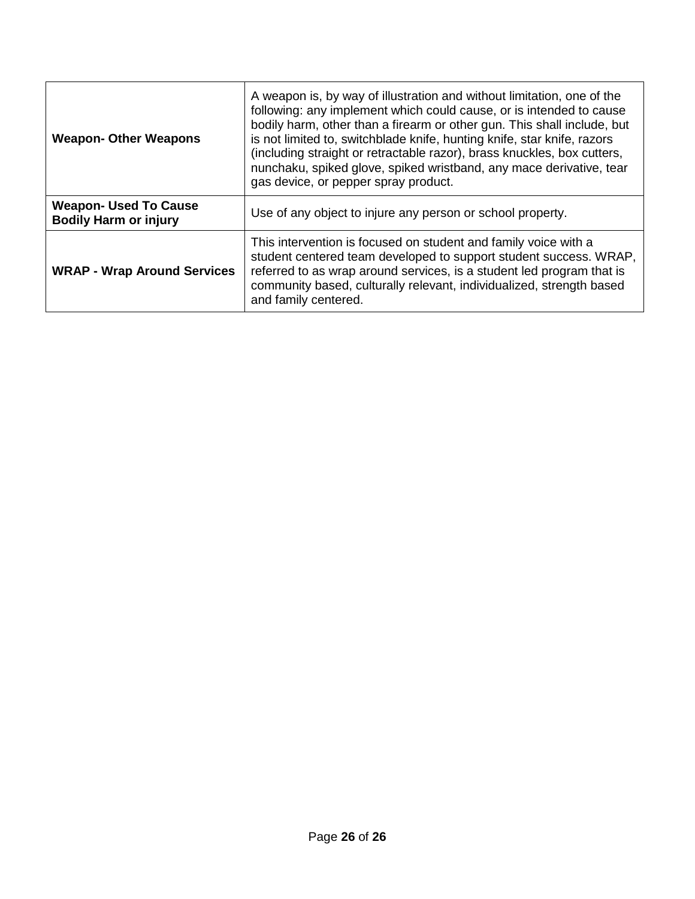| | |
|---|---|
| **Weapon- Other Weapons** | A weapon is, by way of illustration and without limitation, one of the following: any implement which could cause, or is intended to cause bodily harm, other than a firearm or other gun. This shall include, but is not limited to, switchblade knife, hunting knife, star knife, razors (including straight or retractable razor), brass knuckles, box cutters, nunchaku, spiked glove, spiked wristband, any mace derivative, tear gas device, or pepper spray product. |
| **Weapon- Used To Cause Bodily Harm or injury** | Use of any object to injure any person or school property. |
| **WRAP - Wrap Around Services** | This intervention is focused on student and family voice with a student centered team developed to support student success. WRAP, referred to as wrap around services, is a student led program that is community based, culturally relevant, individualized, strength based and family centered. |